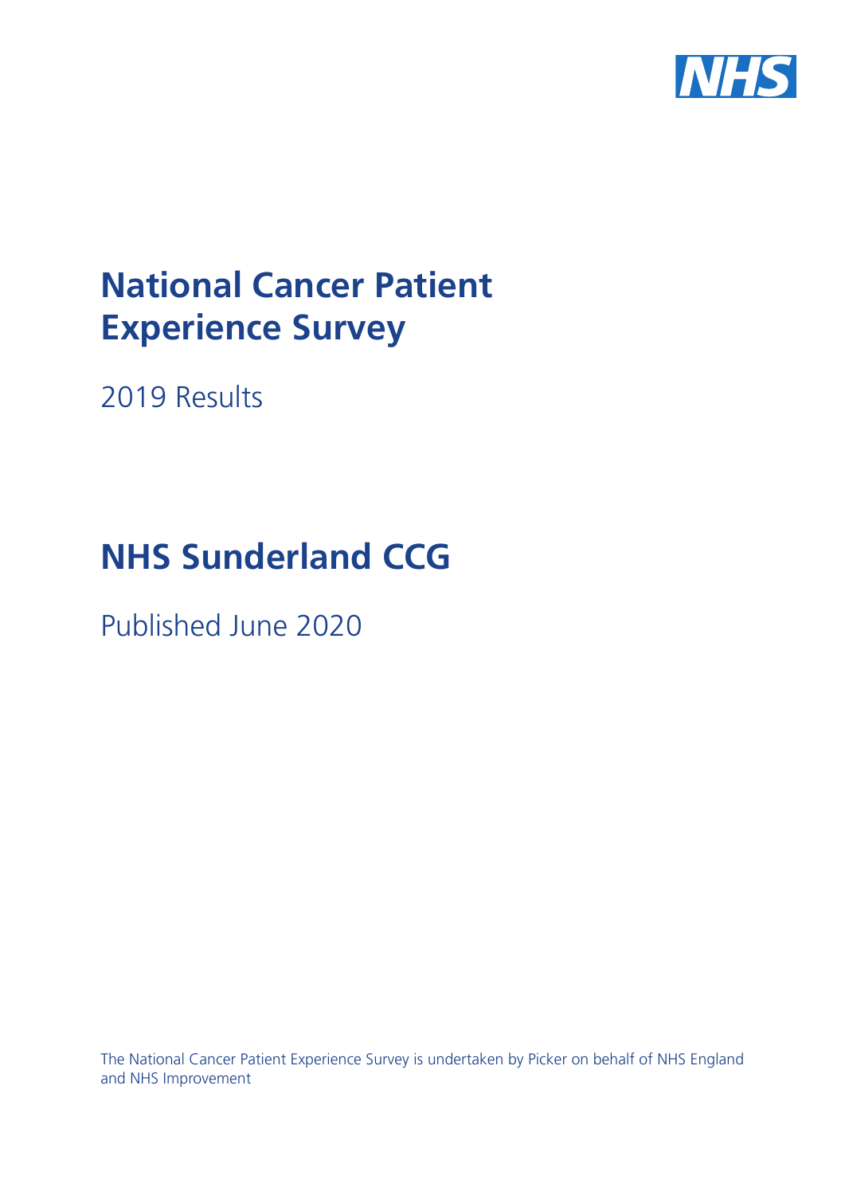NHS

# National Cancer Patient Experience Survey

2019 Results

# NHS Sunderland CCG

Published June 2020

The National Cancer Patient Experience Survey is undertaken by Picker on behalf of NHS England and NHS Improvement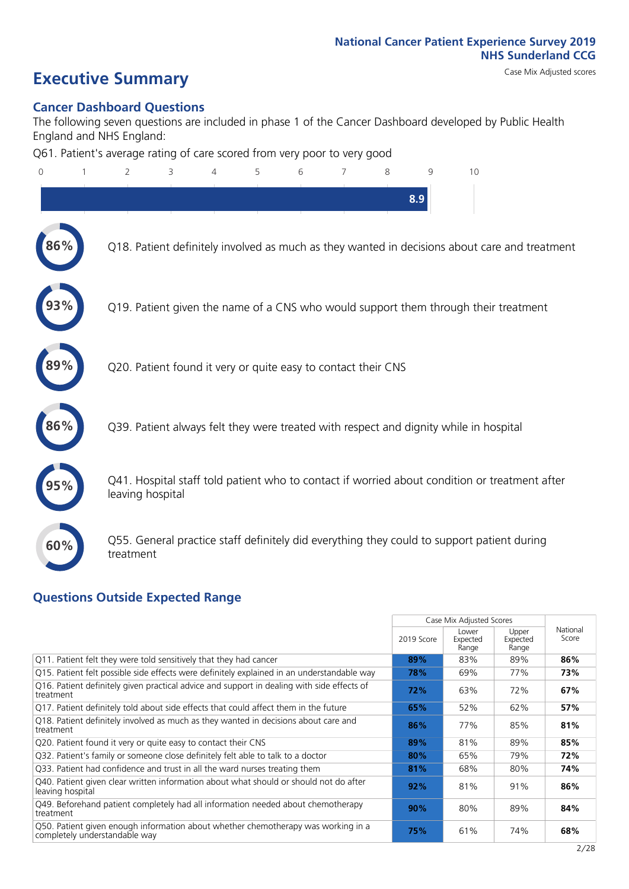National Cancer Patient Experience Survey 2019
NHS Sunderland CCG

# Executive Summary

Case Mix Adjusted scores

## Cancer Dashboard Questions

The following seven questions are included in phase 1 of the Cancer Dashboard developed by Public Health England and NHS England:

Q61. Patient's average rating of care scored from very poor to very good

8.9

86% Q18. Patient definitely involved as much as they wanted in decisions about care and treatment

93% Q19. Patient given the name of a CNS who would support them through their treatment

89% Q20. Patient found it very or quite easy to contact their CNS

86% Q39. Patient always felt they were treated with respect and dignity while in hospital

95% Q41. Hospital staff told patient who to contact if worried about condition or treatment after leaving hospital

60% Q55. General practice staff definitely did everything they could to support patient during treatment

## Questions Outside Expected Range

| | Case Mix Adjusted Scores | | | National Score |
|---|---|---|---|---|
| | 2019 Score | Lower Expected Range | Upper Expected Range | |
| Q11. Patient felt they were told sensitively that they had cancer | 89% | 83% | 89% | 86% |
| Q15. Patient felt possible side effects were definitely explained in an understandable way | 78% | 69% | 77% | 73% |
| Q16. Patient definitely given practical advice and support in dealing with side effects of treatment | 72% | 63% | 72% | 67% |
| Q17. Patient definitely told about side effects that could affect them in the future | 65% | 52% | 62% | 57% |
| Q18. Patient definitely involved as much as they wanted in decisions about care and treatment | 86% | 77% | 85% | 81% |
| Q20. Patient found it very or quite easy to contact their CNS | 89% | 81% | 89% | 85% |
| Q32. Patient's family or someone close definitely felt able to talk to a doctor | 80% | 65% | 79% | 72% |
| Q33. Patient had confidence and trust in all the ward nurses treating them | 81% | 68% | 80% | 74% |
| Q40. Patient given clear written information about what should or should not do after leaving hospital | 92% | 81% | 91% | 86% |
| Q49. Beforehand patient completely had all information needed about chemotherapy treatment | 90% | 80% | 89% | 84% |
| Q50. Patient given enough information about whether chemotherapy was working in a completely understandable way | 75% | 61% | 74% | 68% |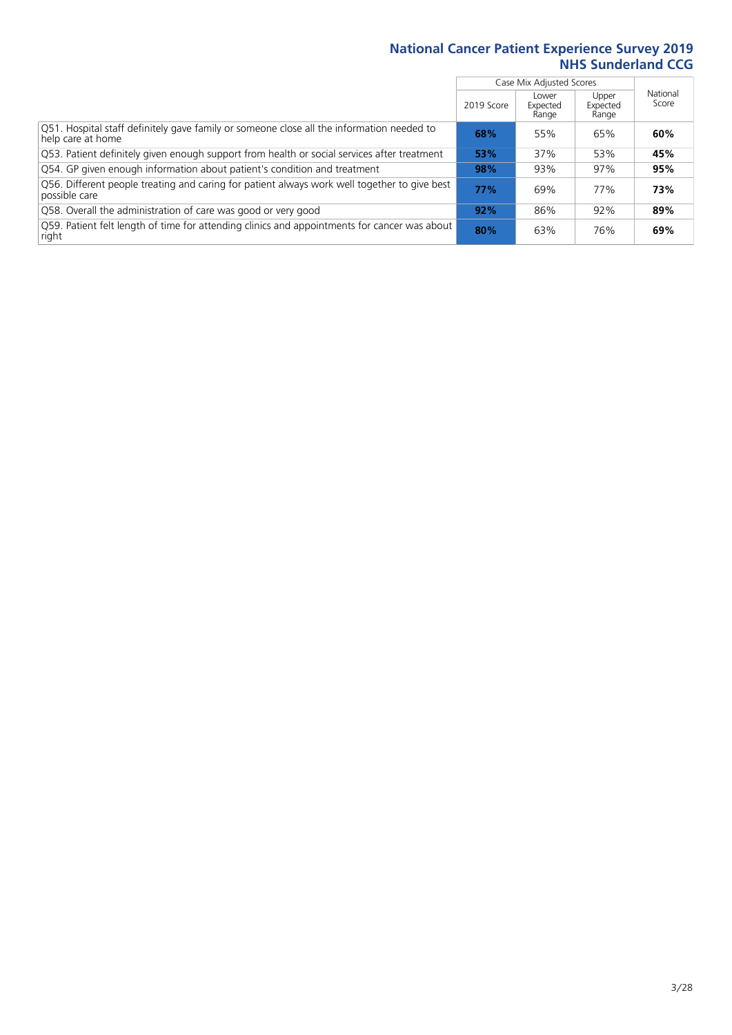## National Cancer Patient Experience Survey 2019
## NHS Sunderland CCG

| | Case Mix Adjusted Scores | | | National Score |
|---|---|---|---|---|
| | 2019 Score | Lower Expected Range | Upper Expected Range | |
| Q51. Hospital staff definitely gave family or someone close all the information needed to help care at home | **68%** | 55% | 65% | **60%** |
| Q53. Patient definitely given enough support from health or social services after treatment | **53%** | 37% | 53% | **45%** |
| Q54. GP given enough information about patient's condition and treatment | **98%** | 93% | 97% | **95%** |
| Q56. Different people treating and caring for patient always work well together to give best possible care | **77%** | 69% | 77% | **73%** |
| Q58. Overall the administration of care was good or very good | **92%** | 86% | 92% | **89%** |
| Q59. Patient felt length of time for attending clinics and appointments for cancer was about right | **80%** | 63% | 76% | **69%** |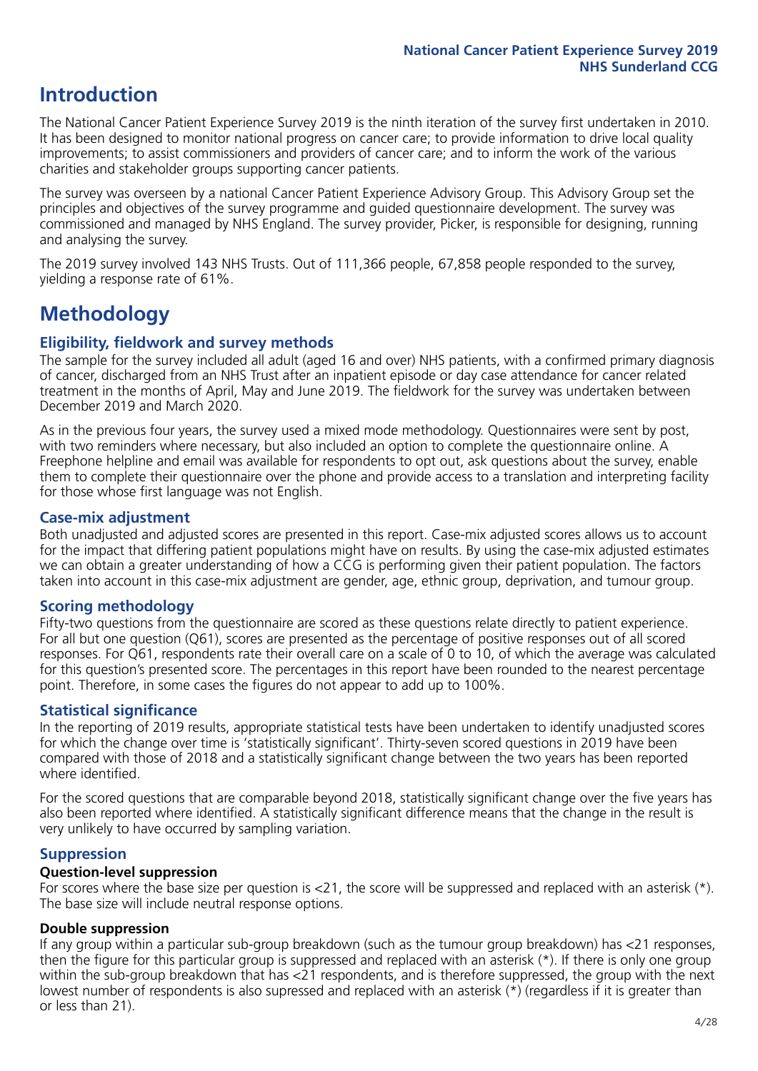# Introduction

The National Cancer Patient Experience Survey 2019 is the ninth iteration of the survey first undertaken in 2010. It has been designed to monitor national progress on cancer care; to provide information to drive local quality improvements; to assist commissioners and providers of cancer care; and to inform the work of the various charities and stakeholder groups supporting cancer patients.

The survey was overseen by a national Cancer Patient Experience Advisory Group. This Advisory Group set the principles and objectives of the survey programme and guided questionnaire development. The survey was commissioned and managed by NHS England. The survey provider, Picker, is responsible for designing, running and analysing the survey.

The 2019 survey involved 143 NHS Trusts. Out of 111,366 people, 67,858 people responded to the survey, yielding a response rate of 61%.

# Methodology

## Eligibility, fieldwork and survey methods

The sample for the survey included all adult (aged 16 and over) NHS patients, with a confirmed primary diagnosis of cancer, discharged from an NHS Trust after an inpatient episode or day case attendance for cancer related treatment in the months of April, May and June 2019. The fieldwork for the survey was undertaken between December 2019 and March 2020.

As in the previous four years, the survey used a mixed mode methodology. Questionnaires were sent by post, with two reminders where necessary, but also included an option to complete the questionnaire online. A Freephone helpline and email was available for respondents to opt out, ask questions about the survey, enable them to complete their questionnaire over the phone and provide access to a translation and interpreting facility for those whose first language was not English.

## Case-mix adjustment

Both unadjusted and adjusted scores are presented in this report. Case-mix adjusted scores allows us to account for the impact that differing patient populations might have on results. By using the case-mix adjusted estimates we can obtain a greater understanding of how a CCG is performing given their patient population. The factors taken into account in this case-mix adjustment are gender, age, ethnic group, deprivation, and tumour group.

## Scoring methodology

Fifty-two questions from the questionnaire are scored as these questions relate directly to patient experience. For all but one question (Q61), scores are presented as the percentage of positive responses out of all scored responses. For Q61, respondents rate their overall care on a scale of 0 to 10, of which the average was calculated for this question's presented score. The percentages in this report have been rounded to the nearest percentage point. Therefore, in some cases the figures do not appear to add up to 100%.

## Statistical significance

In the reporting of 2019 results, appropriate statistical tests have been undertaken to identify unadjusted scores for which the change over time is 'statistically significant'. Thirty-seven scored questions in 2019 have been compared with those of 2018 and a statistically significant change between the two years has been reported where identified.

For the scored questions that are comparable beyond 2018, statistically significant change over the five years has also been reported where identified. A statistically significant difference means that the change in the result is very unlikely to have occurred by sampling variation.

## Suppression

### Question-level suppression

For scores where the base size per question is <21, the score will be suppressed and replaced with an asterisk (*). The base size will include neutral response options.

### Double suppression

If any group within a particular sub-group breakdown (such as the tumour group breakdown) has <21 responses, then the figure for this particular group is suppressed and replaced with an asterisk (*). If there is only one group within the sub-group breakdown that has <21 respondents, and is therefore suppressed, the group with the next lowest number of respondents is also supressed and replaced with an asterisk (*) (regardless if it is greater than or less than 21).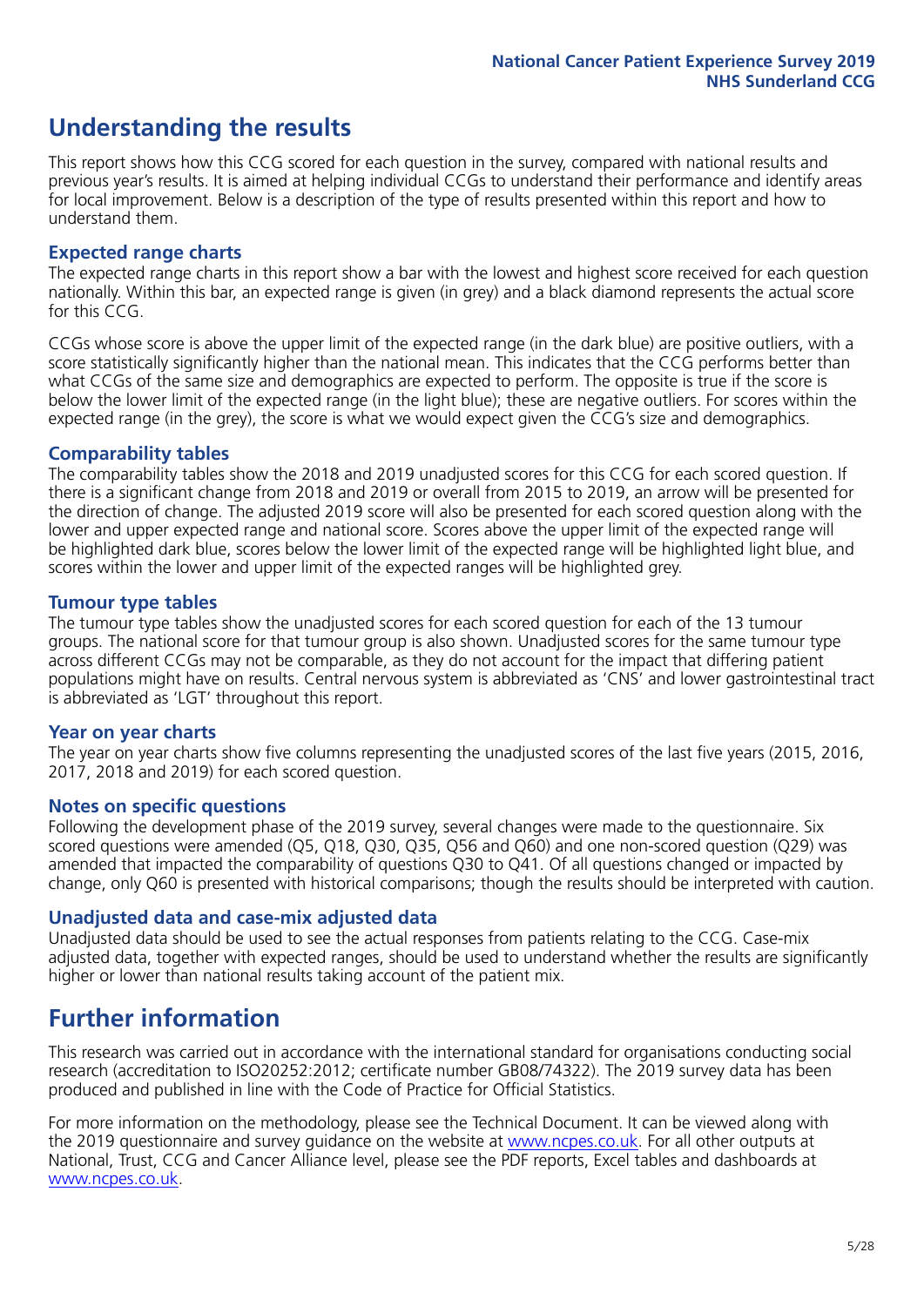# Understanding the results

This report shows how this CCG scored for each question in the survey, compared with national results and previous year's results. It is aimed at helping individual CCGs to understand their performance and identify areas for local improvement. Below is a description of the type of results presented within this report and how to understand them.

### Expected range charts

The expected range charts in this report show a bar with the lowest and highest score received for each question nationally. Within this bar, an expected range is given (in grey) and a black diamond represents the actual score for this CCG.

CCGs whose score is above the upper limit of the expected range (in the dark blue) are positive outliers, with a score statistically significantly higher than the national mean. This indicates that the CCG performs better than what CCGs of the same size and demographics are expected to perform. The opposite is true if the score is below the lower limit of the expected range (in the light blue); these are negative outliers. For scores within the expected range (in the grey), the score is what we would expect given the CCG's size and demographics.

### Comparability tables

The comparability tables show the 2018 and 2019 unadjusted scores for this CCG for each scored question. If there is a significant change from 2018 and 2019 or overall from 2015 to 2019, an arrow will be presented for the direction of change. The adjusted 2019 score will also be presented for each scored question along with the lower and upper expected range and national score. Scores above the upper limit of the expected range will be highlighted dark blue, scores below the lower limit of the expected range will be highlighted light blue, and scores within the lower and upper limit of the expected ranges will be highlighted grey.

### Tumour type tables

The tumour type tables show the unadjusted scores for each scored question for each of the 13 tumour groups. The national score for that tumour group is also shown. Unadjusted scores for the same tumour type across different CCGs may not be comparable, as they do not account for the impact that differing patient populations might have on results. Central nervous system is abbreviated as 'CNS' and lower gastrointestinal tract is abbreviated as 'LGT' throughout this report.

### Year on year charts

The year on year charts show five columns representing the unadjusted scores of the last five years (2015, 2016, 2017, 2018 and 2019) for each scored question.

### Notes on specific questions

Following the development phase of the 2019 survey, several changes were made to the questionnaire. Six scored questions were amended (Q5, Q18, Q30, Q35, Q56 and Q60) and one non-scored question (Q29) was amended that impacted the comparability of questions Q30 to Q41. Of all questions changed or impacted by change, only Q60 is presented with historical comparisons; though the results should be interpreted with caution.

### Unadjusted data and case-mix adjusted data

Unadjusted data should be used to see the actual responses from patients relating to the CCG. Case-mix adjusted data, together with expected ranges, should be used to understand whether the results are significantly higher or lower than national results taking account of the patient mix.

# Further information

This research was carried out in accordance with the international standard for organisations conducting social research (accreditation to ISO20252:2012; certificate number GB08/74322). The 2019 survey data has been produced and published in line with the Code of Practice for Official Statistics.

For more information on the methodology, please see the Technical Document. It can be viewed along with the 2019 questionnaire and survey guidance on the website at www.ncpes.co.uk. For all other outputs at National, Trust, CCG and Cancer Alliance level, please see the PDF reports, Excel tables and dashboards at www.ncpes.co.uk.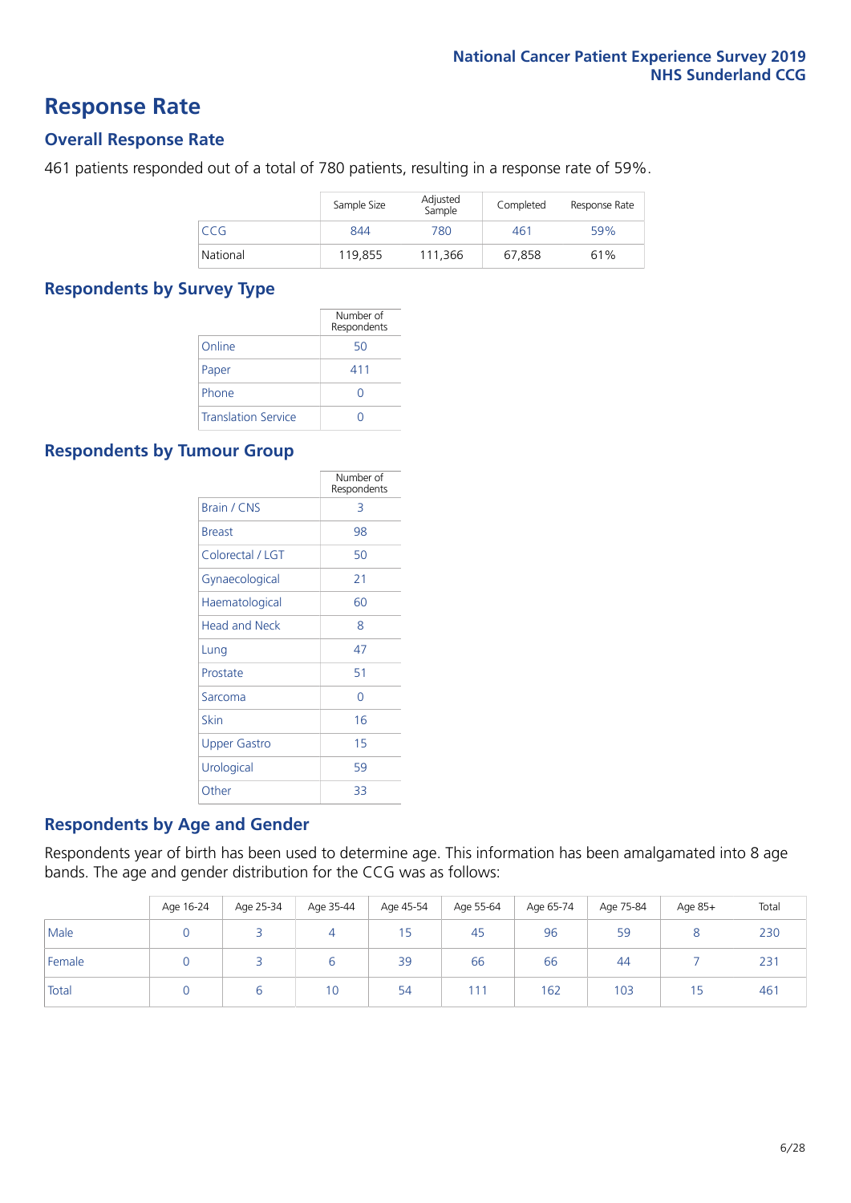# Response Rate

## Overall Response Rate

461 patients responded out of a total of 780 patients, resulting in a response rate of 59%.

| | Sample Size | Adjusted Sample | Completed | Response Rate |
|---|---|---|---|---|
| CCG | 844 | 780 | 461 | 59% |
| National | 119,855 | 111,366 | 67,858 | 61% |

## Respondents by Survey Type

| | Number of Respondents |
|---|---|
| Online | 50 |
| Paper | 411 |
| Phone | 0 |
| Translation Service | 0 |

## Respondents by Tumour Group

| | Number of Respondents |
|---|---|
| Brain / CNS | 3 |
| Breast | 98 |
| Colorectal / LGT | 50 |
| Gynaecological | 21 |
| Haematological | 60 |
| Head and Neck | 8 |
| Lung | 47 |
| Prostate | 51 |
| Sarcoma | 0 |
| Skin | 16 |
| Upper Gastro | 15 |
| Urological | 59 |
| Other | 33 |

## Respondents by Age and Gender

Respondents year of birth has been used to determine age. This information has been amalgamated into 8 age bands. The age and gender distribution for the CCG was as follows:

| | Age 16-24 | Age 25-34 | Age 35-44 | Age 45-54 | Age 55-64 | Age 65-74 | Age 75-84 | Age 85+ | Total |
|---|---|---|---|---|---|---|---|---|---|
| Male | 0 | 3 | 4 | 15 | 45 | 96 | 59 | 8 | 230 |
| Female | 0 | 3 | 6 | 39 | 66 | 66 | 44 | 7 | 231 |
| Total | 0 | 6 | 10 | 54 | 111 | 162 | 103 | 15 | 461 |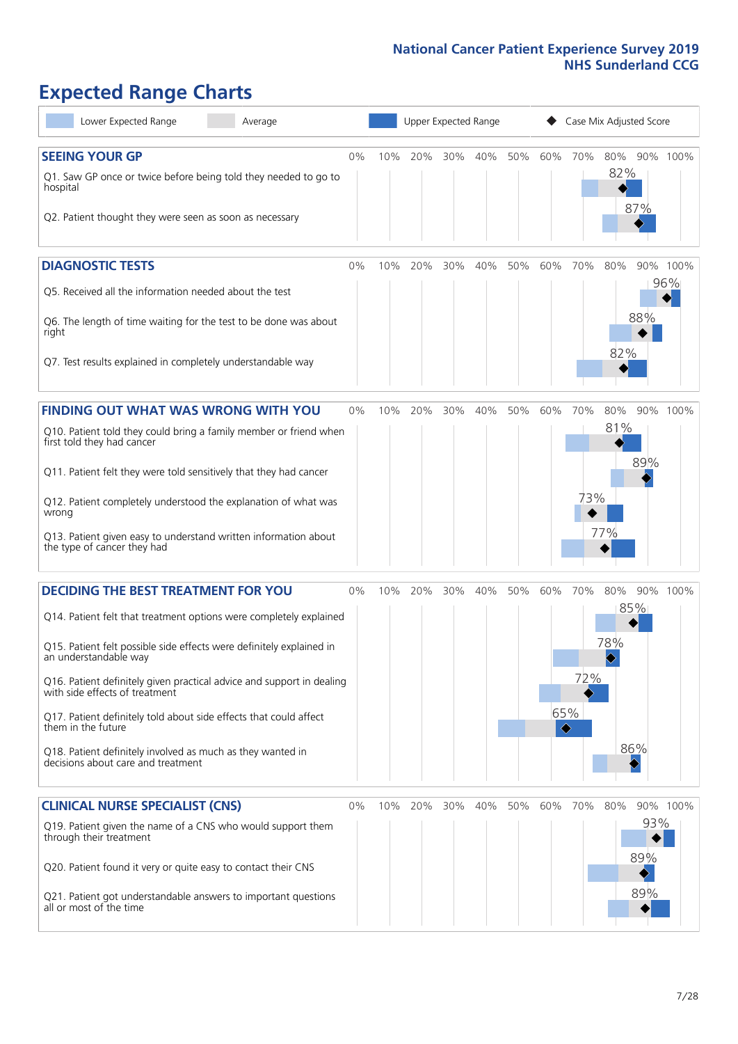# Expected Range Charts

Lower Expected Range | Average | Upper Expected Range | Case Mix Adjusted Score

## SEEING YOUR GP

| Question | Score |
|---|---|
| Q1. Saw GP once or twice before being told they needed to go to hospital | 82% |
| Q2. Patient thought they were seen as soon as necessary | 87% |

## DIAGNOSTIC TESTS

| Question | Score |
|---|---|
| Q5. Received all the information needed about the test | 96% |
| Q6. The length of time waiting for the test to be done was about right | 88% |
| Q7. Test results explained in completely understandable way | 82% |

## FINDING OUT WHAT WAS WRONG WITH YOU

| Question | Score |
|---|---|
| Q10. Patient told they could bring a family member or friend when first told they had cancer | 81% |
| Q11. Patient felt they were told sensitively that they had cancer | 89% |
| Q12. Patient completely understood the explanation of what was wrong | 73% |
| Q13. Patient given easy to understand written information about the type of cancer they had | 77% |

## DECIDING THE BEST TREATMENT FOR YOU

| Question | Score |
|---|---|
| Q14. Patient felt that treatment options were completely explained | 85% |
| Q15. Patient felt possible side effects were definitely explained in an understandable way | 78% |
| Q16. Patient definitely given practical advice and support in dealing with side effects of treatment | 72% |
| Q17. Patient definitely told about side effects that could affect them in the future | 65% |
| Q18. Patient definitely involved as much as they wanted in decisions about care and treatment | 86% |

## CLINICAL NURSE SPECIALIST (CNS)

| Question | Score |
|---|---|
| Q19. Patient given the name of a CNS who would support them through their treatment | 93% |
| Q20. Patient found it very or quite easy to contact their CNS | 89% |
| Q21. Patient got understandable answers to important questions all or most of the time | 89% |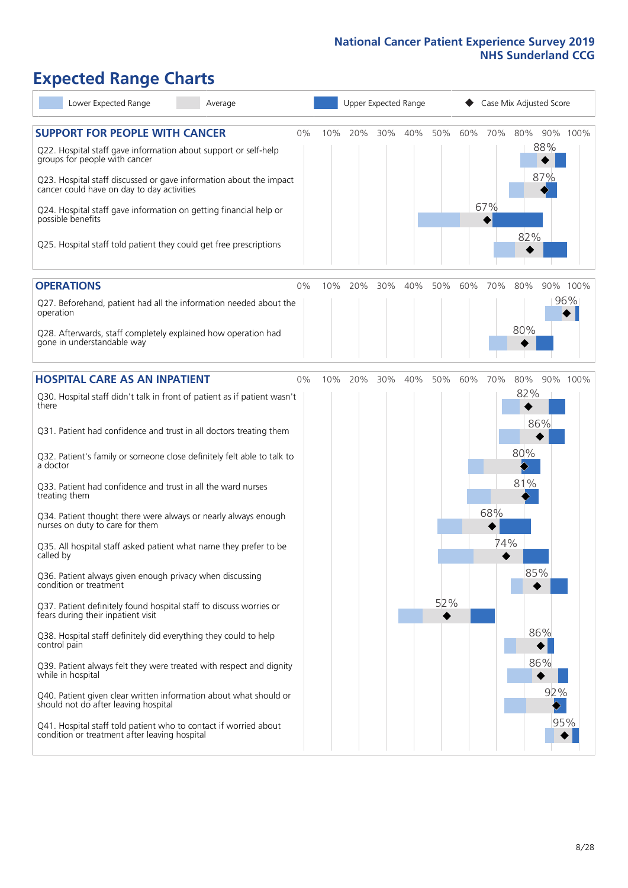# Expected Range Charts

Lower Expected Range | Average | Upper Expected Range | Case Mix Adjusted Score

## SUPPORT FOR PEOPLE WITH CANCER

| Question | Case Mix Adjusted Score |
|---|---|
| Q22. Hospital staff gave information about support or self-help groups for people with cancer | 88% |
| Q23. Hospital staff discussed or gave information about the impact cancer could have on day to day activities | 87% |
| Q24. Hospital staff gave information on getting financial help or possible benefits | 67% |
| Q25. Hospital staff told patient they could get free prescriptions | 82% |

## OPERATIONS

| Question | Case Mix Adjusted Score |
|---|---|
| Q27. Beforehand, patient had all the information needed about the operation | 96% |
| Q28. Afterwards, staff completely explained how operation had gone in understandable way | 80% |

## HOSPITAL CARE AS AN INPATIENT

| Question | Case Mix Adjusted Score |
|---|---|
| Q30. Hospital staff didn't talk in front of patient as if patient wasn't there | 82% |
| Q31. Patient had confidence and trust in all doctors treating them | 86% |
| Q32. Patient's family or someone close definitely felt able to talk to a doctor | 80% |
| Q33. Patient had confidence and trust in all the ward nurses treating them | 81% |
| Q34. Patient thought there were always or nearly always enough nurses on duty to care for them | 68% |
| Q35. All hospital staff asked patient what name they prefer to be called by | 74% |
| Q36. Patient always given enough privacy when discussing condition or treatment | 85% |
| Q37. Patient definitely found hospital staff to discuss worries or fears during their inpatient visit | 52% |
| Q38. Hospital staff definitely did everything they could to help control pain | 86% |
| Q39. Patient always felt they were treated with respect and dignity while in hospital | 86% |
| Q40. Patient given clear written information about what should or should not do after leaving hospital | 92% |
| Q41. Hospital staff told patient who to contact if worried about condition or treatment after leaving hospital | 95% |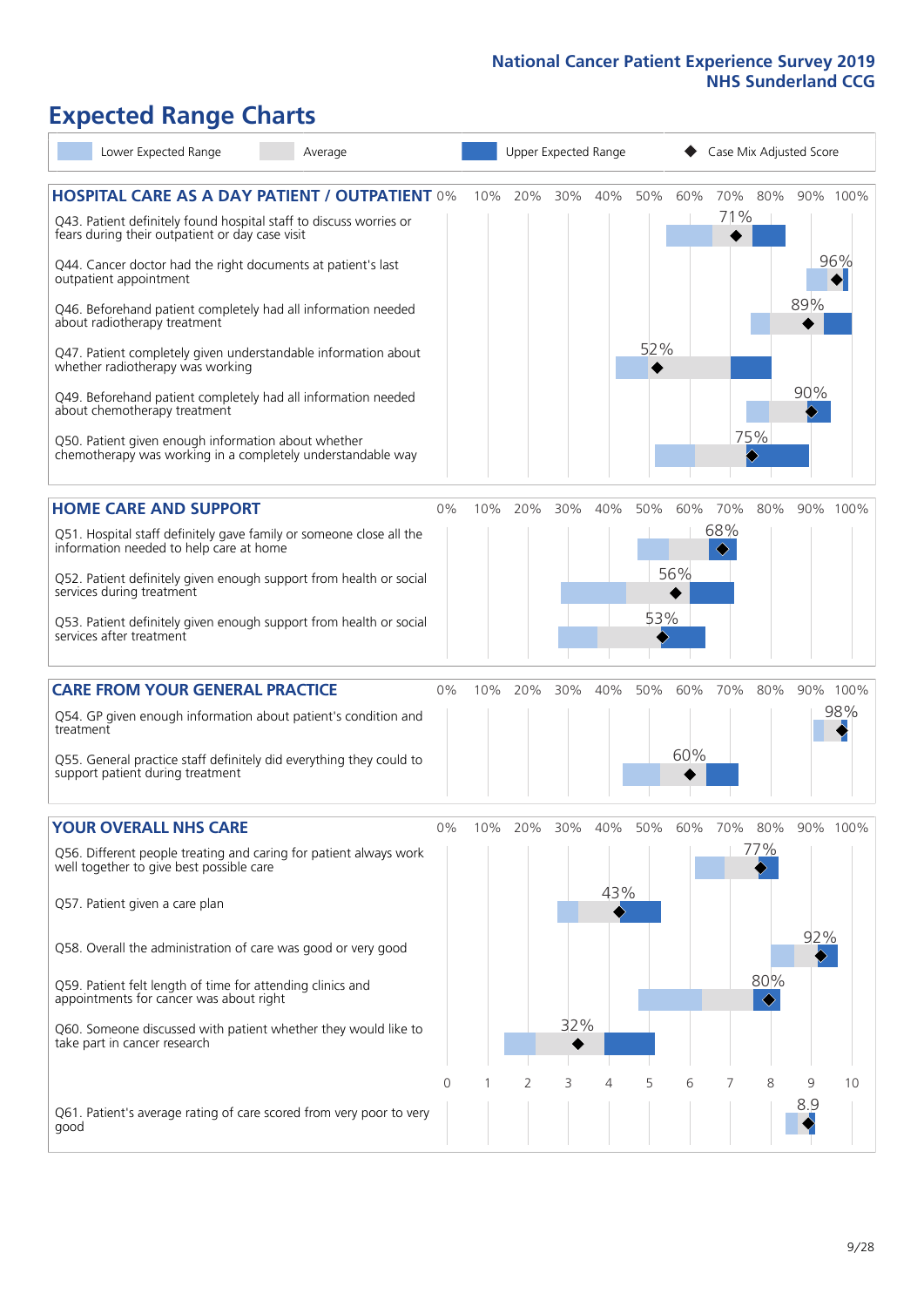## Expected Range Charts

Legend: Lower Expected Range | Average | Upper Expected Range | Case Mix Adjusted Score

### HOSPITAL CARE AS A DAY PATIENT / OUTPATIENT

| Question | Case Mix Adjusted Score |
|---|---|
| Q43. Patient definitely found hospital staff to discuss worries or fears during their outpatient or day case visit | 71% |
| Q44. Cancer doctor had the right documents at patient's last outpatient appointment | 96% |
| Q46. Beforehand patient completely had all information needed about radiotherapy treatment | 89% |
| Q47. Patient completely given understandable information about whether radiotherapy treatment was working | 52% |
| Q49. Beforehand patient completely had all information needed about chemotherapy treatment | 90% |
| Q50. Patient given enough information about whether chemotherapy was working in a completely understandable way | 75% |

### HOME CARE AND SUPPORT

| Question | Case Mix Adjusted Score |
|---|---|
| Q51. Hospital staff definitely gave family or someone close all the information needed to help care at home | 68% |
| Q52. Patient definitely given enough support from health or social services during treatment | 56% |
| Q53. Patient definitely given enough support from health or social services after treatment | 53% |

### CARE FROM YOUR GENERAL PRACTICE

| Question | Case Mix Adjusted Score |
|---|---|
| Q54. GP given enough information about patient's condition and treatment | 98% |
| Q55. General practice staff definitely did everything they could to support patient during treatment | 60% |

### YOUR OVERALL NHS CARE

| Question | Case Mix Adjusted Score |
|---|---|
| Q56. Different people treating and caring for patient always work well together to give best possible care | 77% |
| Q57. Patient given a care plan | 43% |
| Q58. Overall the administration of care was good or very good | 92% |
| Q59. Patient felt length of time for attending clinics and appointments for cancer was about right | 80% |
| Q60. Someone discussed with patient whether they would like to take part in cancer research | 32% |
| Q61. Patient's average rating of care scored from very poor to very good | 8.9 |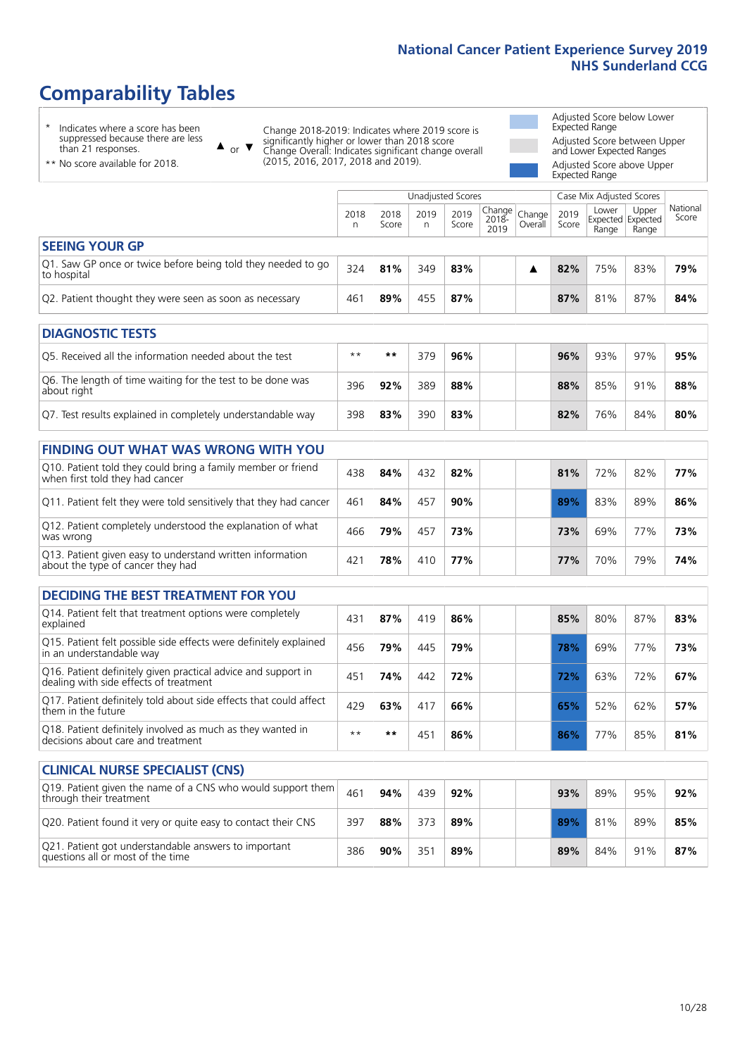# Comparability Tables

- \* Indicates where a score has been suppressed because there are less than 21 responses.
- \*\* No score available for 2018.

▲ or ▼ Change 2018-2019: Indicates where 2019 score is significantly higher or lower than 2018 score. Change Overall: Indicates significant change overall (2015, 2016, 2017, 2018 and 2019).

- Adjusted Score below Lower Expected Range
- Adjusted Score between Upper and Lower Expected Ranges
- Adjusted Score above Upper Expected Range

| | Unadjusted Scores | | | | | | Case Mix Adjusted Scores | | | |
|---|---|---|---|---|---|---|---|---|---|---|
| | 2018 n | 2018 Score | 2019 n | 2019 Score | Change 2018-2019 | Change Overall | 2019 Score | Lower Expected Range | Upper Expected Range | National Score |
| **SEEING YOUR GP** | | | | | | | | | | |
| Q1. Saw GP once or twice before being told they needed to go to hospital | 324 | **81%** | 349 | **83%** | | ▲ | **82%** | 75% | 83% | **79%** |
| Q2. Patient thought they were seen as soon as necessary | 461 | **89%** | 455 | **87%** | | | **87%** | 81% | 87% | **84%** |
| **DIAGNOSTIC TESTS** | | | | | | | | | | |
| Q5. Received all the information needed about the test | ** | ** | 379 | **96%** | | | **96%** | 93% | 97% | **95%** |
| Q6. The length of time waiting for the test to be done was about right | 396 | **92%** | 389 | **88%** | | | **88%** | 85% | 91% | **88%** |
| Q7. Test results explained in completely understandable way | 398 | **83%** | 390 | **83%** | | | **82%** | 76% | 84% | **80%** |
| **FINDING OUT WHAT WAS WRONG WITH YOU** | | | | | | | | | | |
| Q10. Patient told they could bring a family member or friend when first told they had cancer | 438 | **84%** | 432 | **82%** | | | **81%** | 72% | 82% | **77%** |
| Q11. Patient felt they were told sensitively that they had cancer | 461 | **84%** | 457 | **90%** | | | **89%** | 83% | 89% | **86%** |
| Q12. Patient completely understood the explanation of what was wrong | 466 | **79%** | 457 | **73%** | | | **73%** | 69% | 77% | **73%** |
| Q13. Patient given easy to understand written information about the type of cancer they had | 421 | **78%** | 410 | **77%** | | | **77%** | 70% | 79% | **74%** |
| **DECIDING THE BEST TREATMENT FOR YOU** | | | | | | | | | | |
| Q14. Patient felt that treatment options were completely explained | 431 | **87%** | 419 | **86%** | | | **85%** | 80% | 87% | **83%** |
| Q15. Patient felt possible side effects were definitely explained in an understandable way | 456 | **79%** | 445 | **79%** | | | **78%** | 69% | 77% | **73%** |
| Q16. Patient definitely given practical advice and support in dealing with side effects of treatment | 451 | **74%** | 442 | **72%** | | | **72%** | 63% | 72% | **67%** |
| Q17. Patient definitely told about side effects that could affect them in the future | 429 | **63%** | 417 | **66%** | | | **65%** | 52% | 62% | **57%** |
| Q18. Patient definitely involved as much as they wanted in decisions about care and treatment | ** | ** | 451 | **86%** | | | **86%** | 77% | 85% | **81%** |
| **CLINICAL NURSE SPECIALIST (CNS)** | | | | | | | | | | |
| Q19. Patient given the name of a CNS who would support them through their treatment | 461 | **94%** | 439 | **92%** | | | **93%** | 89% | 95% | **92%** |
| Q20. Patient found it very or quite easy to contact their CNS | 397 | **88%** | 373 | **89%** | | | **89%** | 81% | 89% | **85%** |
| Q21. Patient got understandable answers to important questions all or most of the time | 386 | **90%** | 351 | **89%** | | | **89%** | 84% | 91% | **87%** |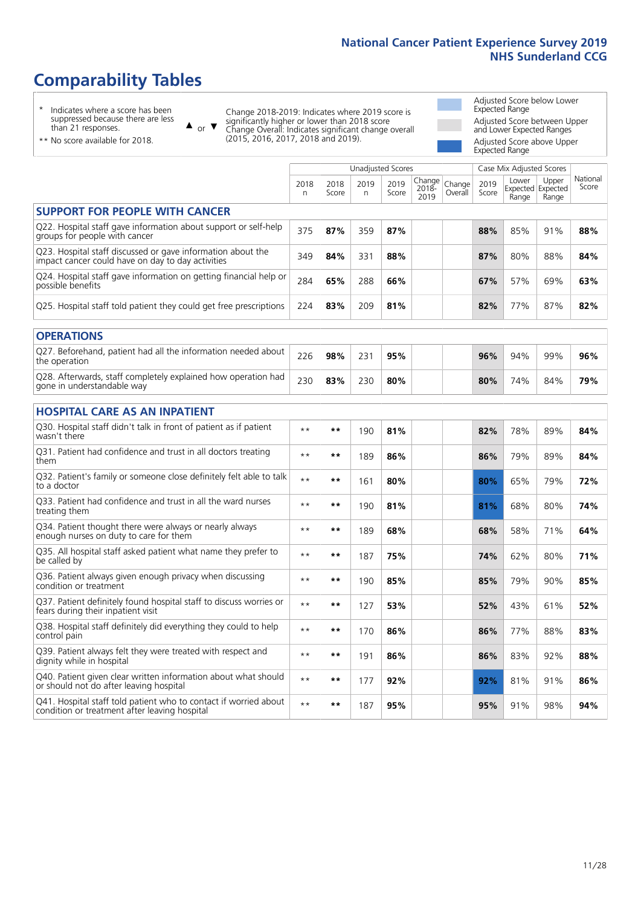# Comparability Tables

\* Indicates where a score has been suppressed because there are less than 21 responses.

\*\* No score available for 2018.

▲ or ▼ Change 2018-2019: Indicates where 2019 score is significantly higher or lower than 2018 score. Change Overall: Indicates significant change overall (2015, 2016, 2017, 2018 and 2019).

Adjusted Score below Lower Expected Range

Adjusted Score between Upper and Lower Expected Ranges

Adjusted Score above Upper Expected Range

| | Unadjusted Scores | | | | | | Case Mix Adjusted Scores | | | |
|---|---|---|---|---|---|---|---|---|---|---|
| | 2018 n | 2018 Score | 2019 n | 2019 Score | Change 2018-2019 | Change Overall | 2019 Score | Lower Expected Range | Upper Expected Range | National Score |
| **SUPPORT FOR PEOPLE WITH CANCER** | | | | | | | | | | |
| Q22. Hospital staff gave information about support or self-help groups for people with cancer | 375 | **87%** | 359 | **87%** | | | **88%** | 85% | 91% | **88%** |
| Q23. Hospital staff discussed or gave information about the impact cancer could have on day to day activities | 349 | **84%** | 331 | **88%** | | | **87%** | 80% | 88% | **84%** |
| Q24. Hospital staff gave information on getting financial help or possible benefits | 284 | **65%** | 288 | **66%** | | | **67%** | 57% | 69% | **63%** |
| Q25. Hospital staff told patient they could get free prescriptions | 224 | **83%** | 209 | **81%** | | | **82%** | 77% | 87% | **82%** |
| **OPERATIONS** | | | | | | | | | | |
| Q27. Beforehand, patient had all the information needed about the operation | 226 | **98%** | 231 | **95%** | | | **96%** | 94% | 99% | **96%** |
| Q28. Afterwards, staff completely explained how operation had gone in understandable way | 230 | **83%** | 230 | **80%** | | | **80%** | 74% | 84% | **79%** |
| **HOSPITAL CARE AS AN INPATIENT** | | | | | | | | | | |
| Q30. Hospital staff didn't talk in front of patient as if patient wasn't there | \*\* | **\*\*** | 190 | **81%** | | | **82%** | 78% | 89% | **84%** |
| Q31. Patient had confidence and trust in all doctors treating them | \*\* | **\*\*** | 189 | **86%** | | | **86%** | 79% | 89% | **84%** |
| Q32. Patient's family or someone close definitely felt able to talk to a doctor | \*\* | **\*\*** | 161 | **80%** | | | **80%** | 65% | 79% | **72%** |
| Q33. Patient had confidence and trust in all the ward nurses treating them | \*\* | **\*\*** | 190 | **81%** | | | **81%** | 68% | 80% | **74%** |
| Q34. Patient thought there were always or nearly always enough nurses on duty to care for them | \*\* | **\*\*** | 189 | **68%** | | | **68%** | 58% | 71% | **64%** |
| Q35. All hospital staff asked patient what name they prefer to be called by | \*\* | **\*\*** | 187 | **75%** | | | **74%** | 62% | 80% | **71%** |
| Q36. Patient always given enough privacy when discussing condition or treatment | \*\* | **\*\*** | 190 | **85%** | | | **85%** | 79% | 90% | **85%** |
| Q37. Patient definitely found hospital staff to discuss worries or fears during their inpatient visit | \*\* | **\*\*** | 127 | **53%** | | | **52%** | 43% | 61% | **52%** |
| Q38. Hospital staff definitely did everything they could to help control pain | \*\* | **\*\*** | 170 | **86%** | | | **86%** | 77% | 88% | **83%** |
| Q39. Patient always felt they were treated with respect and dignity while in hospital | \*\* | **\*\*** | 191 | **86%** | | | **86%** | 83% | 92% | **88%** |
| Q40. Patient given clear written information about what should or should not do after leaving hospital | \*\* | **\*\*** | 177 | **92%** | | | **92%** | 81% | 91% | **86%** |
| Q41. Hospital staff told patient who to contact if worried about condition or treatment after leaving hospital | \*\* | **\*\*** | 187 | **95%** | | | **95%** | 91% | 98% | **94%** |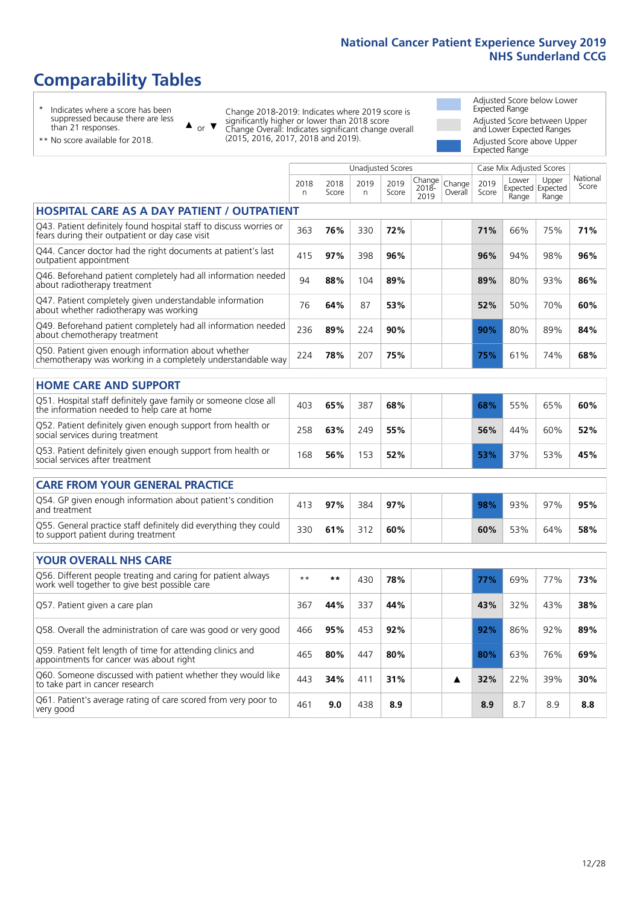# Comparability Tables

- \* Indicates where a score has been suppressed because there are less than 21 responses.
- \*\* No score available for 2018.

▲ or ▼ Change 2018-2019: Indicates where 2019 score is significantly higher or lower than 2018 score. Change Overall: Indicates significant change overall (2015, 2016, 2017, 2018 and 2019).

- Adjusted Score below Lower Expected Range
- Adjusted Score between Upper and Lower Expected Ranges
- Adjusted Score above Upper Expected Range

| | Unadjusted Scores | | | | | | Case Mix Adjusted Scores | | | |
|---|---|---|---|---|---|---|---|---|---|---|
| | 2018 n | 2018 Score | 2019 n | 2019 Score | Change 2018-2019 | Change Overall | 2019 Score | Lower Expected Range | Upper Expected Range | National Score |
| **HOSPITAL CARE AS A DAY PATIENT / OUTPATIENT** | | | | | | | | | | |
| Q43. Patient definitely found hospital staff to discuss worries or fears during their outpatient or day case visit | 363 | **76%** | 330 | **72%** | | | **71%** | 66% | 75% | **71%** |
| Q44. Cancer doctor had the right documents at patient's last outpatient appointment | 415 | **97%** | 398 | **96%** | | | **96%** | 94% | 98% | **96%** |
| Q46. Beforehand patient completely had all information needed about radiotherapy treatment | 94 | **88%** | 104 | **89%** | | | **89%** | 80% | 93% | **86%** |
| Q47. Patient completely given understandable information about whether radiotherapy was working | 76 | **64%** | 87 | **53%** | | | **52%** | 50% | 70% | **60%** |
| Q49. Beforehand patient completely had all information needed about chemotherapy treatment | 236 | **89%** | 224 | **90%** | | | **90%** | 80% | 89% | **84%** |
| Q50. Patient given enough information about whether chemotherapy was working in a completely understandable way | 224 | **78%** | 207 | **75%** | | | **75%** | 61% | 74% | **68%** |
| **HOME CARE AND SUPPORT** | | | | | | | | | | |
| Q51. Hospital staff definitely gave family or someone close all the information needed to help care at home | 403 | **65%** | 387 | **68%** | | | **68%** | 55% | 65% | **60%** |
| Q52. Patient definitely given enough support from health or social services during treatment | 258 | **63%** | 249 | **55%** | | | **56%** | 44% | 60% | **52%** |
| Q53. Patient definitely given enough support from health or social services after treatment | 168 | **56%** | 153 | **52%** | | | **53%** | 37% | 53% | **45%** |
| **CARE FROM YOUR GENERAL PRACTICE** | | | | | | | | | | |
| Q54. GP given enough information about patient's condition and treatment | 413 | **97%** | 384 | **97%** | | | **98%** | 93% | 97% | **95%** |
| Q55. General practice staff definitely did everything they could to support patient during treatment | 330 | **61%** | 312 | **60%** | | | **60%** | 53% | 64% | **58%** |
| **YOUR OVERALL NHS CARE** | | | | | | | | | | |
| Q56. Different people treating and caring for patient always work well together to give best possible care | ** | ** | 430 | **78%** | | | **77%** | 69% | 77% | **73%** |
| Q57. Patient given a care plan | 367 | **44%** | 337 | **44%** | | | **43%** | 32% | 43% | **38%** |
| Q58. Overall the administration of care was good or very good | 466 | **95%** | 453 | **92%** | | | **92%** | 86% | 92% | **89%** |
| Q59. Patient felt length of time for attending clinics and appointments for cancer was about right | 465 | **80%** | 447 | **80%** | | | **80%** | 63% | 76% | **69%** |
| Q60. Someone discussed with patient whether they would like to take part in cancer research | 443 | **34%** | 411 | **31%** | | ▲ | **32%** | 22% | 39% | **30%** |
| Q61. Patient's average rating of care scored from very poor to very good | 461 | **9.0** | 438 | **8.9** | | | **8.9** | 8.7 | 8.9 | **8.8** |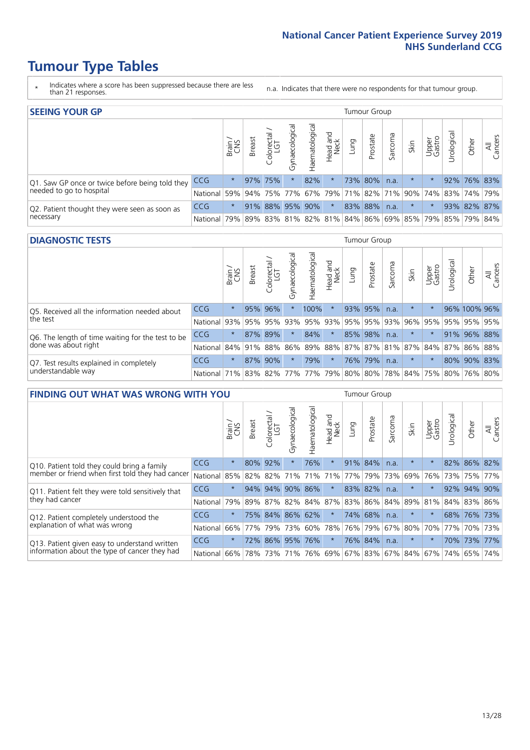# Tumour Type Tables

\* Indicates where a score has been suppressed because there are less than 21 responses.

n.a. Indicates that there were no respondents for that tumour group.

## SEEING YOUR GP

| | | Brain / CNS | Breast | Colorectal / LGT | Gynaecological | Haematological | Head and Neck | Lung | Prostate | Sarcoma | Skin | Upper Gastro | Urological | Other | All Cancers |
|---|---|---|---|---|---|---|---|---|---|---|---|---|---|---|---|
| Q1. Saw GP once or twice before being told they needed to go to hospital | CCG | * | 97% | 75% | * | 82% | * | 73% | 80% | n.a. | * | * | 92% | 76% | 83% |
| | National | 59% | 94% | 75% | 77% | 67% | 79% | 71% | 82% | 71% | 90% | 74% | 83% | 74% | 79% |
| Q2. Patient thought they were seen as soon as necessary | CCG | * | 91% | 88% | 95% | 90% | * | 83% | 88% | n.a. | * | * | 93% | 82% | 87% |
| | National | 79% | 89% | 83% | 81% | 82% | 81% | 84% | 86% | 69% | 85% | 79% | 85% | 79% | 84% |

## DIAGNOSTIC TESTS

| | | Brain / CNS | Breast | Colorectal / LGT | Gynaecological | Haematological | Head and Neck | Lung | Prostate | Sarcoma | Skin | Upper Gastro | Urological | Other | All Cancers |
|---|---|---|---|---|---|---|---|---|---|---|---|---|---|---|---|
| Q5. Received all the information needed about the test | CCG | * | 95% | 96% | * | 100% | * | 93% | 95% | n.a. | * | * | 96% | 100% | 96% |
| | National | 93% | 95% | 95% | 93% | 95% | 93% | 95% | 95% | 93% | 96% | 95% | 95% | 95% | 95% |
| Q6. The length of time waiting for the test to be done was about right | CCG | * | 87% | 89% | * | 84% | * | 85% | 98% | n.a. | * | * | 91% | 96% | 88% |
| | National | 84% | 91% | 88% | 86% | 89% | 88% | 87% | 87% | 81% | 87% | 84% | 87% | 86% | 88% |
| Q7. Test results explained in completely understandable way | CCG | * | 87% | 90% | * | 79% | * | 76% | 79% | n.a. | * | * | 80% | 90% | 83% |
| | National | 71% | 83% | 82% | 77% | 77% | 79% | 80% | 80% | 78% | 84% | 75% | 80% | 76% | 80% |

## FINDING OUT WHAT WAS WRONG WITH YOU

| | | Brain / CNS | Breast | Colorectal / LGT | Gynaecological | Haematological | Head and Neck | Lung | Prostate | Sarcoma | Skin | Upper Gastro | Urological | Other | All Cancers |
|---|---|---|---|---|---|---|---|---|---|---|---|---|---|---|---|
| Q10. Patient told they could bring a family member or friend when first told they had cancer | CCG | * | 80% | 92% | * | 76% | * | 91% | 84% | n.a. | * | * | 82% | 86% | 82% |
| | National | 85% | 82% | 82% | 71% | 71% | 71% | 77% | 79% | 73% | 69% | 76% | 73% | 75% | 77% |
| Q11. Patient felt they were told sensitively that they had cancer | CCG | * | 94% | 94% | 90% | 86% | * | 83% | 82% | n.a. | * | * | 92% | 94% | 90% |
| | National | 79% | 89% | 87% | 82% | 84% | 87% | 83% | 86% | 84% | 89% | 81% | 84% | 83% | 86% |
| Q12. Patient completely understood the explanation of what was wrong | CCG | * | 75% | 84% | 86% | 62% | * | 74% | 68% | n.a. | * | * | 68% | 76% | 73% |
| | National | 66% | 77% | 79% | 73% | 60% | 78% | 76% | 79% | 67% | 80% | 70% | 77% | 70% | 73% |
| Q13. Patient given easy to understand written information about the type of cancer they had | CCG | * | 72% | 86% | 95% | 76% | * | 76% | 84% | n.a. | * | * | 70% | 73% | 77% |
| | National | 66% | 78% | 73% | 71% | 76% | 69% | 67% | 83% | 67% | 84% | 67% | 74% | 65% | 74% |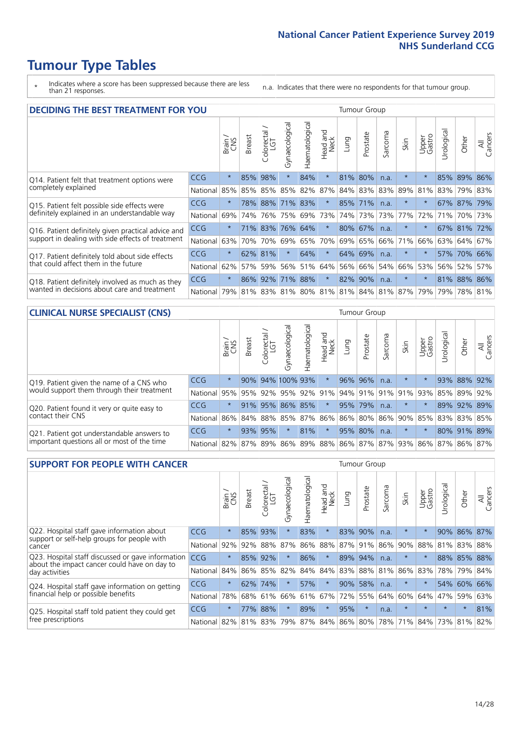# Tumour Type Tables

\* Indicates where a score has been suppressed because there are less than 21 responses.

n.a. Indicates that there were no respondents for that tumour group.

## DECIDING THE BEST TREATMENT FOR YOU

| | | Brain / CNS | Breast | Colorectal / LGT | Gynaecological | Haematological | Head and Neck | Lung | Prostate | Sarcoma | Skin | Upper Gastro | Urological | Other | All Cancers |
|---|---|---|---|---|---|---|---|---|---|---|---|---|---|---|---|
| Q14. Patient felt that treatment options were completely explained | CCG | * | 85% | 98% | * | 84% | * | 81% | 80% | n.a. | * | * | 85% | 89% | 86% |
| | National | 85% | 85% | 85% | 85% | 82% | 87% | 84% | 83% | 83% | 89% | 81% | 83% | 79% | 83% |
| Q15. Patient felt possible side effects were definitely explained in an understandable way | CCG | * | 78% | 88% | 71% | 83% | * | 85% | 71% | n.a. | * | * | 67% | 87% | 79% |
| | National | 69% | 74% | 76% | 75% | 69% | 73% | 74% | 73% | 73% | 77% | 72% | 71% | 70% | 73% |
| Q16. Patient definitely given practical advice and support in dealing with side effects of treatment | CCG | * | 71% | 83% | 76% | 64% | * | 80% | 67% | n.a. | * | * | 67% | 81% | 72% |
| | National | 63% | 70% | 70% | 69% | 65% | 70% | 69% | 65% | 66% | 71% | 66% | 63% | 64% | 67% |
| Q17. Patient definitely told about side effects that could affect them in the future | CCG | * | 62% | 81% | * | 64% | * | 64% | 69% | n.a. | * | * | 57% | 70% | 66% |
| | National | 62% | 57% | 59% | 56% | 51% | 64% | 56% | 66% | 54% | 66% | 53% | 56% | 52% | 57% |
| Q18. Patient definitely involved as much as they wanted in decisions about care and treatment | CCG | * | 86% | 92% | 71% | 88% | * | 82% | 90% | n.a. | * | * | 81% | 88% | 86% |
| | National | 79% | 81% | 83% | 81% | 80% | 81% | 81% | 84% | 81% | 87% | 79% | 79% | 78% | 81% |

## CLINICAL NURSE SPECIALIST (CNS)

| | | Brain / CNS | Breast | Colorectal / LGT | Gynaecological | Haematological | Head and Neck | Lung | Prostate | Sarcoma | Skin | Upper Gastro | Urological | Other | All Cancers |
|---|---|---|---|---|---|---|---|---|---|---|---|---|---|---|---|
| Q19. Patient given the name of a CNS who would support them through their treatment | CCG | * | 90% | 94% | 100% | 93% | * | 96% | 96% | n.a. | * | * | 93% | 88% | 92% |
| | National | 95% | 95% | 92% | 95% | 92% | 91% | 94% | 91% | 91% | 91% | 93% | 85% | 89% | 92% |
| Q20. Patient found it very or quite easy to contact their CNS | CCG | * | 91% | 95% | 86% | 85% | * | 95% | 79% | n.a. | * | * | 89% | 92% | 89% |
| | National | 86% | 84% | 88% | 85% | 87% | 86% | 86% | 80% | 86% | 90% | 85% | 83% | 83% | 85% |
| Q21. Patient got understandable answers to important questions all or most of the time | CCG | * | 93% | 95% | * | 81% | * | 95% | 80% | n.a. | * | * | 80% | 91% | 89% |
| | National | 82% | 87% | 89% | 86% | 89% | 88% | 86% | 87% | 87% | 93% | 86% | 87% | 86% | 87% |

## SUPPORT FOR PEOPLE WITH CANCER

| | | Brain / CNS | Breast | Colorectal / LGT | Gynaecological | Haematological | Head and Neck | Lung | Prostate | Sarcoma | Skin | Upper Gastro | Urological | Other | All Cancers |
|---|---|---|---|---|---|---|---|---|---|---|---|---|---|---|---|
| Q22. Hospital staff gave information about support or self-help groups for people with cancer | CCG | * | 85% | 93% | * | 83% | * | 83% | 90% | n.a. | * | * | 90% | 86% | 87% |
| | National | 92% | 92% | 88% | 87% | 86% | 88% | 87% | 91% | 86% | 90% | 88% | 81% | 83% | 88% |
| Q23. Hospital staff discussed or gave information about the impact cancer could have on day to day activities | CCG | * | 85% | 92% | * | 86% | * | 89% | 94% | n.a. | * | * | 88% | 85% | 88% |
| | National | 84% | 86% | 85% | 82% | 84% | 84% | 83% | 88% | 81% | 86% | 83% | 78% | 79% | 84% |
| Q24. Hospital staff gave information on getting financial help or possible benefits | CCG | * | 62% | 74% | * | 57% | * | 90% | 58% | n.a. | * | * | 54% | 60% | 66% |
| | National | 78% | 68% | 61% | 66% | 61% | 67% | 72% | 55% | 64% | 60% | 64% | 47% | 59% | 63% |
| Q25. Hospital staff told patient they could get free prescriptions | CCG | * | 77% | 88% | * | 89% | * | 95% | * | n.a. | * | * | * | * | 81% |
| | National | 82% | 81% | 83% | 79% | 87% | 84% | 86% | 80% | 78% | 71% | 84% | 73% | 81% | 82% |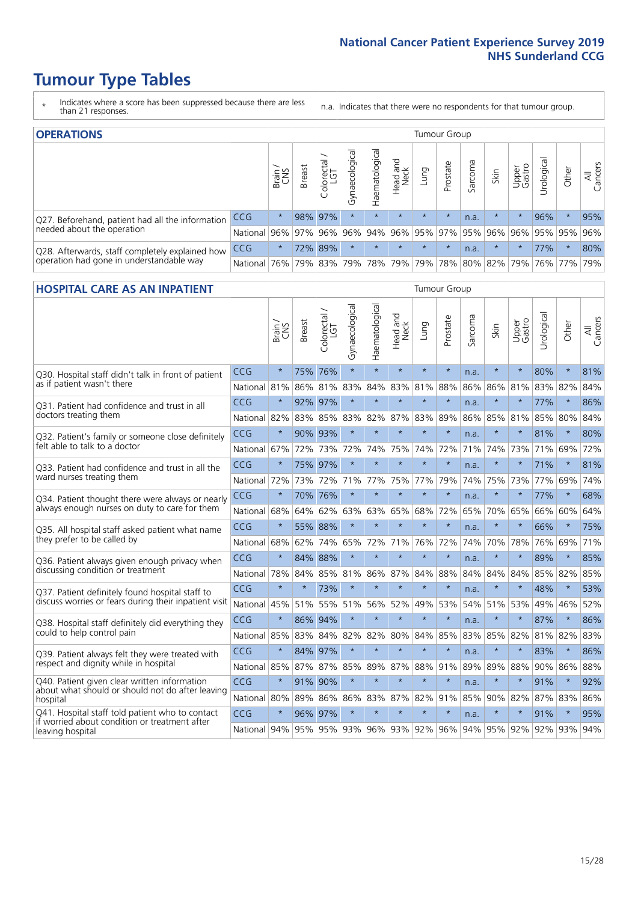# Tumour Type Tables

\* Indicates where a score has been suppressed because there are less than 21 responses.

n.a. Indicates that there were no respondents for that tumour group.

## OPERATIONS

| | | Brain / CNS | Breast | Colorectal / LGT | Gynaecological | Haematological | Head and Neck | Lung | Prostate | Sarcoma | Skin | Upper Gastro | Urological | Other | All Cancers |
|---|---|---|---|---|---|---|---|---|---|---|---|---|---|---|---|
| Q27. Beforehand, patient had all the information needed about the operation | CCG | * | 98% | 97% | * | * | * | * | * | n.a. | * | * | 96% | * | 95% |
| | National | 96% | 97% | 96% | 96% | 94% | 96% | 95% | 97% | 95% | 96% | 96% | 95% | 95% | 96% |
| Q28. Afterwards, staff completely explained how operation had gone in understandable way | CCG | * | 72% | 89% | * | * | * | * | * | n.a. | * | * | 77% | * | 80% |
| | National | 76% | 79% | 83% | 79% | 78% | 79% | 79% | 78% | 80% | 82% | 79% | 76% | 77% | 79% |

## HOSPITAL CARE AS AN INPATIENT

| | | Brain / CNS | Breast | Colorectal / LGT | Gynaecological | Haematological | Head and Neck | Lung | Prostate | Sarcoma | Skin | Upper Gastro | Urological | Other | All Cancers |
|---|---|---|---|---|---|---|---|---|---|---|---|---|---|---|---|
| Q30. Hospital staff didn't talk in front of patient as if patient wasn't there | CCG | * | 75% | 76% | * | * | * | * | * | n.a. | * | * | 80% | * | 81% |
| | National | 81% | 86% | 81% | 83% | 84% | 83% | 81% | 88% | 86% | 86% | 81% | 83% | 82% | 84% |
| Q31. Patient had confidence and trust in all doctors treating them | CCG | * | 92% | 97% | * | * | * | * | * | n.a. | * | * | 77% | * | 86% |
| | National | 82% | 83% | 85% | 83% | 82% | 87% | 83% | 89% | 86% | 85% | 81% | 85% | 80% | 84% |
| Q32. Patient's family or someone close definitely felt able to talk to a doctor | CCG | * | 90% | 93% | * | * | * | * | * | n.a. | * | * | 81% | * | 80% |
| | National | 67% | 72% | 73% | 72% | 74% | 75% | 74% | 72% | 71% | 74% | 73% | 71% | 69% | 72% |
| Q33. Patient had confidence and trust in all the ward nurses treating them | CCG | * | 75% | 97% | * | * | * | * | * | n.a. | * | * | 71% | * | 81% |
| | National | 72% | 73% | 72% | 71% | 77% | 75% | 77% | 79% | 74% | 75% | 73% | 77% | 69% | 74% |
| Q34. Patient thought there were always or nearly always enough nurses on duty to care for them | CCG | * | 70% | 76% | * | * | * | * | * | n.a. | * | * | 77% | * | 68% |
| | National | 68% | 64% | 62% | 63% | 63% | 65% | 68% | 72% | 65% | 70% | 65% | 66% | 60% | 64% |
| Q35. All hospital staff asked patient what name they prefer to be called by | CCG | * | 55% | 88% | * | * | * | * | * | n.a. | * | * | 66% | * | 75% |
| | National | 68% | 62% | 74% | 65% | 72% | 71% | 76% | 72% | 74% | 70% | 78% | 76% | 69% | 71% |
| Q36. Patient always given enough privacy when discussing condition or treatment | CCG | * | 84% | 88% | * | * | * | * | * | n.a. | * | * | 89% | * | 85% |
| | National | 78% | 84% | 85% | 81% | 86% | 87% | 84% | 88% | 84% | 84% | 84% | 85% | 82% | 85% |
| Q37. Patient definitely found hospital staff to discuss worries or fears during their inpatient visit | CCG | * | * | 73% | * | * | * | * | * | n.a. | * | * | 48% | * | 53% |
| | National | 45% | 51% | 55% | 51% | 56% | 52% | 49% | 53% | 54% | 51% | 53% | 49% | 46% | 52% |
| Q38. Hospital staff definitely did everything they could to help control pain | CCG | * | 86% | 94% | * | * | * | * | * | n.a. | * | * | 87% | * | 86% |
| | National | 85% | 83% | 84% | 82% | 82% | 80% | 84% | 85% | 83% | 85% | 82% | 81% | 82% | 83% |
| Q39. Patient always felt they were treated with respect and dignity while in hospital | CCG | * | 84% | 97% | * | * | * | * | * | n.a. | * | * | 83% | * | 86% |
| | National | 85% | 87% | 87% | 85% | 89% | 87% | 88% | 91% | 89% | 89% | 88% | 90% | 86% | 88% |
| Q40. Patient given clear written information about what should or should not do after leaving hospital | CCG | * | 91% | 90% | * | * | * | * | * | n.a. | * | * | 91% | * | 92% |
| | National | 80% | 89% | 86% | 86% | 83% | 87% | 82% | 91% | 85% | 90% | 82% | 87% | 83% | 86% |
| Q41. Hospital staff told patient who to contact if worried about condition or treatment after leaving hospital | CCG | * | 96% | 97% | * | * | * | * | * | n.a. | * | * | 91% | * | 95% |
| | National | 94% | 95% | 95% | 93% | 96% | 93% | 92% | 96% | 94% | 95% | 92% | 92% | 93% | 94% |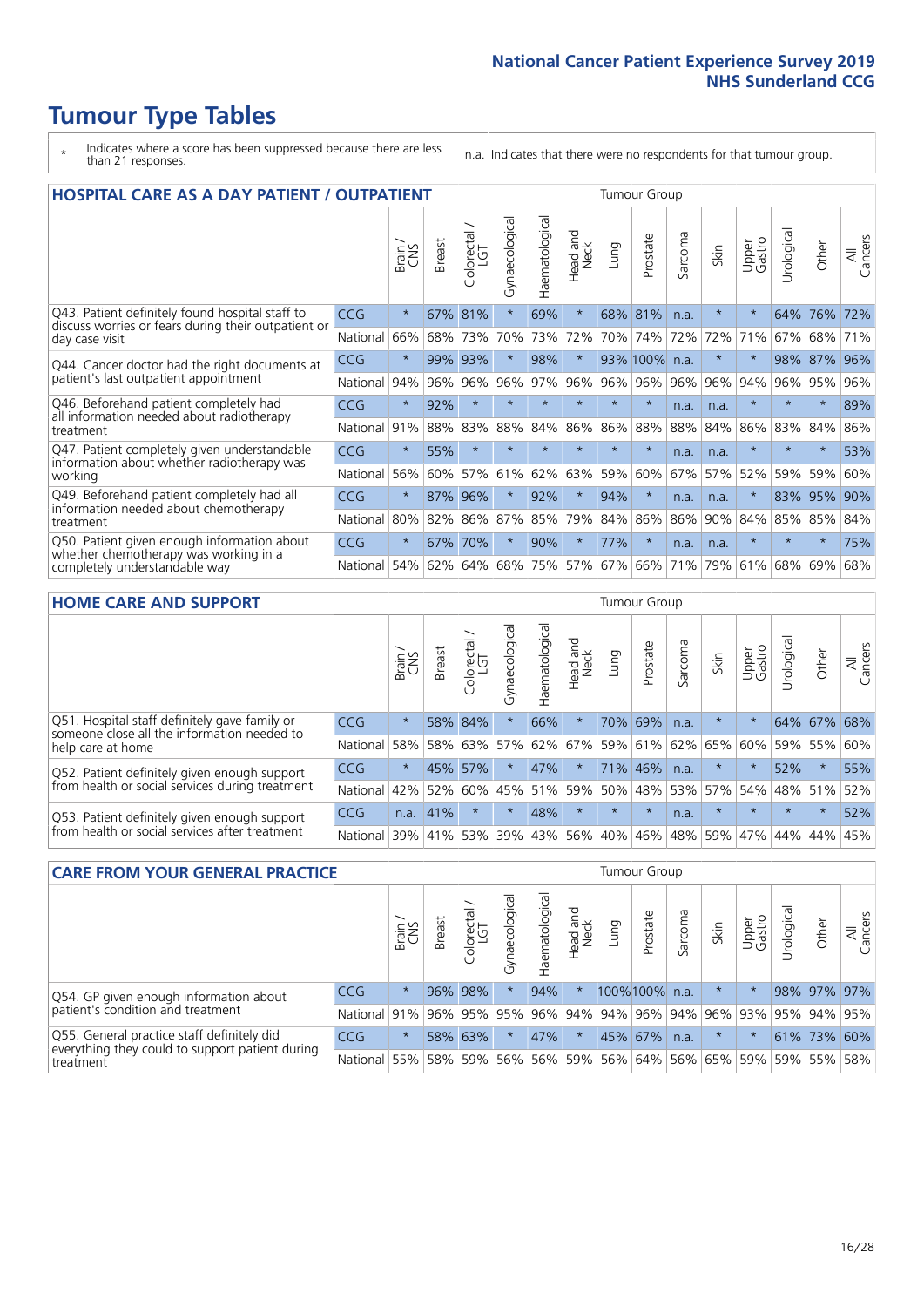# Tumour Type Tables

\* Indicates where a score has been suppressed because there are less than 21 responses.

n.a. Indicates that there were no respondents for that tumour group.

## HOSPITAL CARE AS A DAY PATIENT / OUTPATIENT

| | | Brain / CNS | Breast | Colorectal / LGT | Gynaecological | Haematological | Head and Neck | Lung | Prostate | Sarcoma | Skin | Upper Gastro | Urological | Other | All Cancers |
|---|---|---|---|---|---|---|---|---|---|---|---|---|---|---|---|
| Q43. Patient definitely found hospital staff to discuss worries or fears during their outpatient or day case visit | CCG | * | 67% | 81% | * | 69% | * | 68% | 81% | n.a. | * | * | 64% | 76% | 72% |
| | National | 66% | 68% | 73% | 70% | 73% | 72% | 70% | 74% | 72% | 72% | 71% | 67% | 68% | 71% |
| Q44. Cancer doctor had the right documents at patient's last outpatient appointment | CCG | * | 99% | 93% | * | 98% | * | 93% | 100% | n.a. | * | * | 98% | 87% | 96% |
| | National | 94% | 96% | 96% | 96% | 97% | 96% | 96% | 96% | 96% | 96% | 94% | 96% | 95% | 96% |
| Q46. Beforehand patient completely had all information needed about radiotherapy treatment | CCG | * | 92% | * | * | * | * | * | * | n.a. | n.a. | * | * | * | 89% |
| | National | 91% | 88% | 83% | 88% | 84% | 86% | 86% | 88% | 88% | 84% | 86% | 83% | 84% | 86% |
| Q47. Patient completely given understandable information about whether radiotherapy was working | CCG | * | 55% | * | * | * | * | * | * | n.a. | n.a. | * | * | * | 53% |
| | National | 56% | 60% | 57% | 61% | 62% | 63% | 59% | 60% | 67% | 57% | 52% | 59% | 59% | 60% |
| Q49. Beforehand patient completely had all information needed about chemotherapy treatment | CCG | * | 87% | 96% | * | 92% | * | 94% | * | n.a. | n.a. | * | 83% | 95% | 90% |
| | National | 80% | 82% | 86% | 87% | 85% | 79% | 84% | 86% | 86% | 90% | 84% | 85% | 85% | 84% |
| Q50. Patient given enough information about whether chemotherapy was working in a completely understandable way | CCG | * | 67% | 70% | * | 90% | * | 77% | * | n.a. | n.a. | * | * | * | 75% |
| | National | 54% | 62% | 64% | 68% | 75% | 57% | 67% | 66% | 71% | 79% | 61% | 68% | 69% | 68% |

## HOME CARE AND SUPPORT

| | | Brain / CNS | Breast | Colorectal / LGT | Gynaecological | Haematological | Head and Neck | Lung | Prostate | Sarcoma | Skin | Upper Gastro | Urological | Other | All Cancers |
|---|---|---|---|---|---|---|---|---|---|---|---|---|---|---|---|
| Q51. Hospital staff definitely gave family or someone close all the information needed to help care at home | CCG | * | 58% | 84% | * | 66% | * | 70% | 69% | n.a. | * | * | 64% | 67% | 68% |
| | National | 58% | 58% | 63% | 57% | 62% | 67% | 59% | 61% | 62% | 65% | 60% | 59% | 55% | 60% |
| Q52. Patient definitely given enough support from health or social services during treatment | CCG | * | 45% | 57% | * | 47% | * | 71% | 46% | n.a. | * | * | 52% | * | 55% |
| | National | 42% | 52% | 60% | 45% | 51% | 59% | 50% | 48% | 53% | 57% | 54% | 48% | 51% | 52% |
| Q53. Patient definitely given enough support from health or social services after treatment | CCG | n.a. | 41% | * | * | 48% | * | * | * | n.a. | * | * | * | * | 52% |
| | National | 39% | 41% | 53% | 39% | 43% | 56% | 40% | 46% | 48% | 59% | 47% | 44% | 44% | 45% |

## CARE FROM YOUR GENERAL PRACTICE

| | | Brain / CNS | Breast | Colorectal / LGT | Gynaecological | Haematological | Head and Neck | Lung | Prostate | Sarcoma | Skin | Upper Gastro | Urological | Other | All Cancers |
|---|---|---|---|---|---|---|---|---|---|---|---|---|---|---|---|
| Q54. GP given enough information about patient's condition and treatment | CCG | * | 96% | 98% | * | 94% | * | 100% | 100% | n.a. | * | * | 98% | 97% | 97% |
| | National | 91% | 96% | 95% | 95% | 96% | 94% | 94% | 96% | 94% | 96% | 93% | 95% | 94% | 95% |
| Q55. General practice staff definitely did everything they could to support patient during treatment | CCG | * | 58% | 63% | * | 47% | * | 45% | 67% | n.a. | * | * | 61% | 73% | 60% |
| | National | 55% | 58% | 59% | 56% | 56% | 59% | 56% | 64% | 56% | 65% | 59% | 59% | 55% | 58% |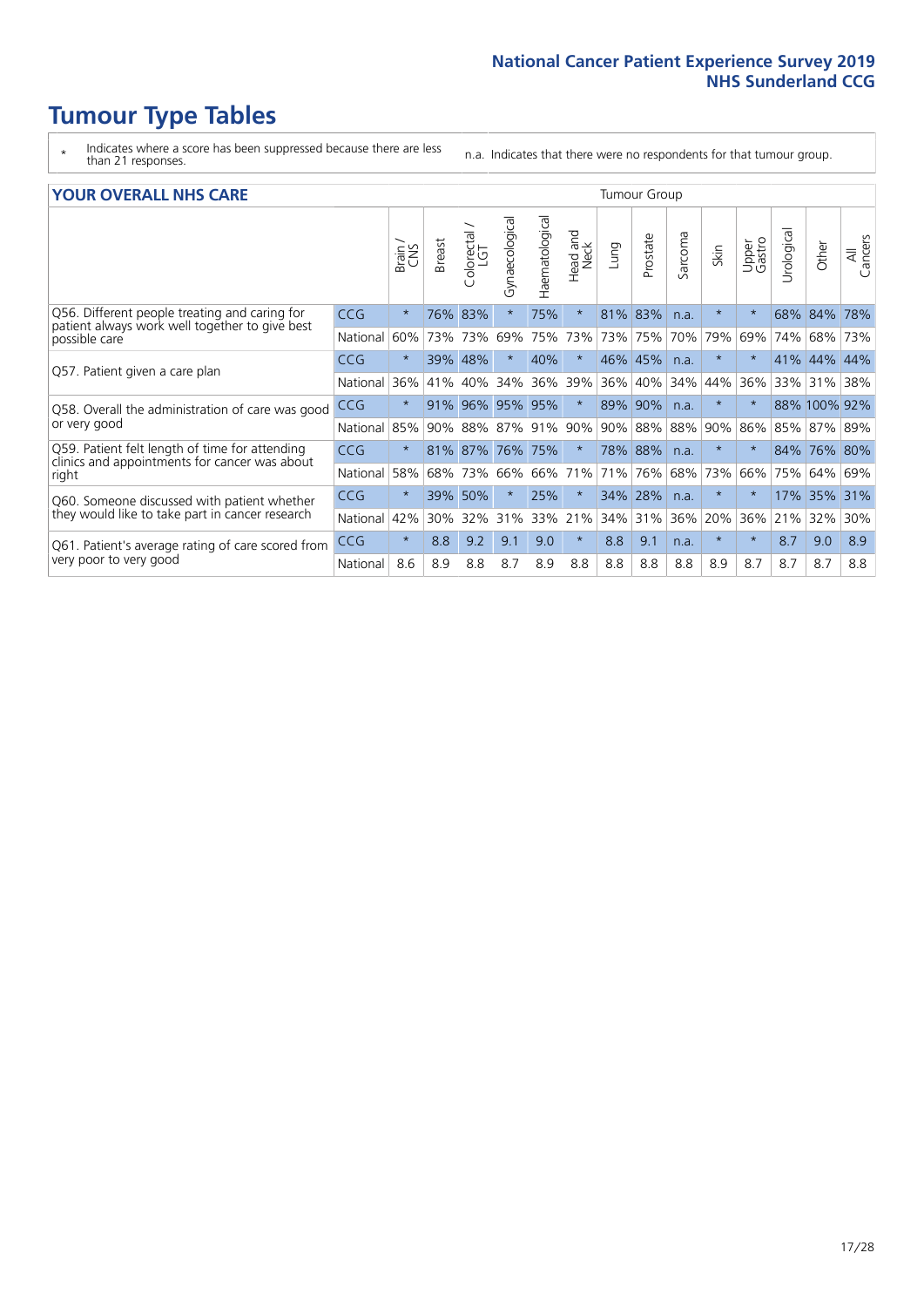# Tumour Type Tables

\* Indicates where a score has been suppressed because there are less than 21 responses.

n.a. Indicates that there were no respondents for that tumour group.

## YOUR OVERALL NHS CARE

| | | Brain / CNS | Breast | Colorectal / LGT | Gynaecological | Haematological | Head and Neck | Lung | Prostate | Sarcoma | Skin | Upper Gastro | Urological | Other | All Cancers |
|---|---|---|---|---|---|---|---|---|---|---|---|---|---|---|---|
| Q56. Different people treating and caring for patient always work well together to give best possible care | CCG | * | 76% | 83% | * | 75% | * | 81% | 83% | n.a. | * | * | 68% | 84% | 78% |
| | National | 60% | 73% | 73% | 69% | 75% | 73% | 73% | 75% | 70% | 79% | 69% | 74% | 68% | 73% |
| Q57. Patient given a care plan | CCG | * | 39% | 48% | * | 40% | * | 46% | 45% | n.a. | * | * | 41% | 44% | 44% |
| | National | 36% | 41% | 40% | 34% | 36% | 39% | 36% | 40% | 34% | 44% | 36% | 33% | 31% | 38% |
| Q58. Overall the administration of care was good or very good | CCG | * | 91% | 96% | 95% | 95% | * | 89% | 90% | n.a. | * | * | 88% | 100% | 92% |
| | National | 85% | 90% | 88% | 87% | 91% | 90% | 90% | 88% | 88% | 90% | 86% | 85% | 87% | 89% |
| Q59. Patient felt length of time for attending clinics and appointments for cancer was about right | CCG | * | 81% | 87% | 76% | 75% | * | 78% | 88% | n.a. | * | * | 84% | 76% | 80% |
| | National | 58% | 68% | 73% | 66% | 66% | 71% | 71% | 76% | 68% | 73% | 66% | 75% | 64% | 69% |
| Q60. Someone discussed with patient whether they would like to take part in cancer research | CCG | * | 39% | 50% | * | 25% | * | 34% | 28% | n.a. | * | * | 17% | 35% | 31% |
| | National | 42% | 30% | 32% | 31% | 33% | 21% | 34% | 31% | 36% | 20% | 36% | 21% | 32% | 30% |
| Q61. Patient's average rating of care scored from very poor to very good | CCG | * | 8.8 | 9.2 | 9.1 | 9.0 | * | 8.8 | 9.1 | n.a. | * | * | 8.7 | 9.0 | 8.9 |
| | National | 8.6 | 8.9 | 8.8 | 8.7 | 8.9 | 8.8 | 8.8 | 8.8 | 8.8 | 8.9 | 8.7 | 8.7 | 8.7 | 8.8 |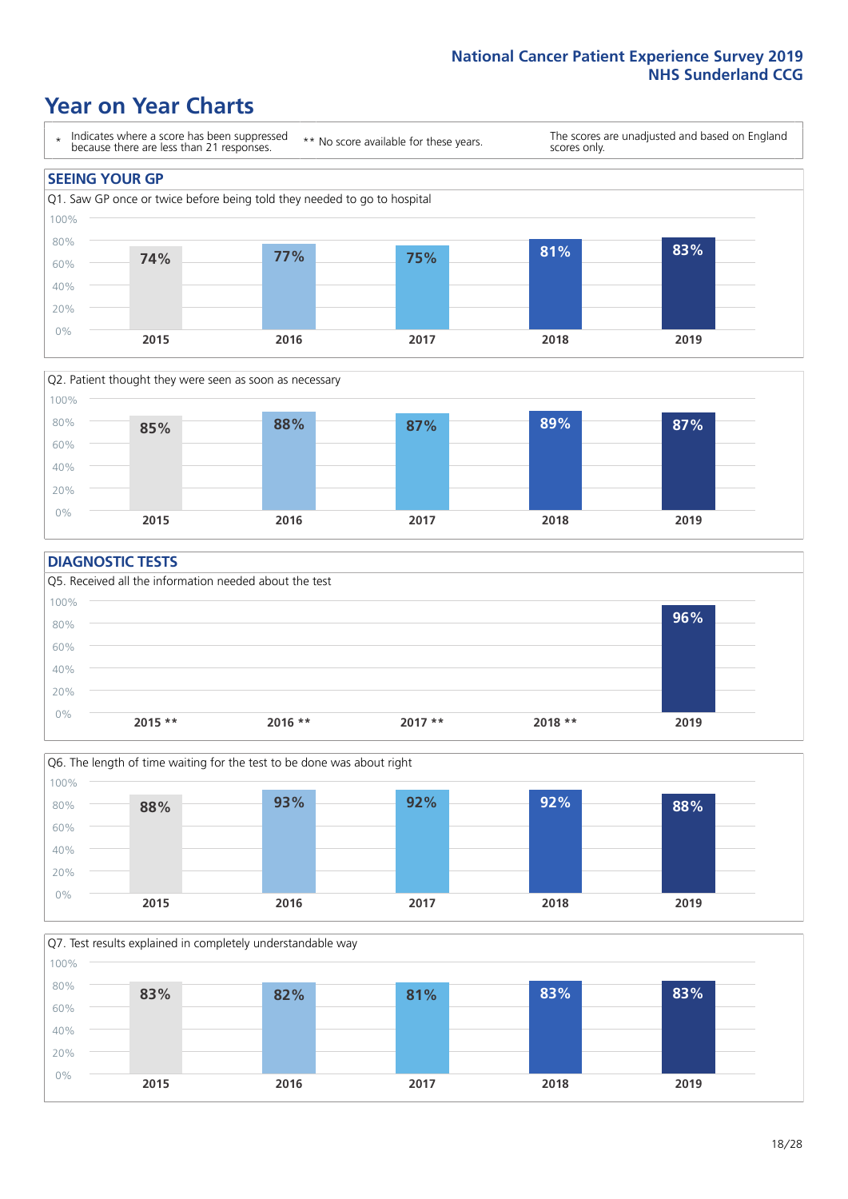# Year on Year Charts

| * Indicates where a score has been suppressed because there are less than 21 responses. | ** No score available for these years. | The scores are unadjusted and based on England scores only. |
|---|---|---|

## SEEING YOUR GP

Q1. Saw GP once or twice before being told they needed to go to hospital

| 2015 | 2016 | 2017 | 2018 | 2019 |
|---|---|---|---|---|
| 74% | 77% | 75% | 81% | 83% |

Q2. Patient thought they were seen as soon as necessary

| 2015 | 2016 | 2017 | 2018 | 2019 |
|---|---|---|---|---|
| 85% | 88% | 87% | 89% | 87% |

## DIAGNOSTIC TESTS

Q5. Received all the information needed about the test

| 2015 ** | 2016 ** | 2017 ** | 2018 ** | 2019 |
|---|---|---|---|---|
| | | | | 96% |

Q6. The length of time waiting for the test to be done was about right

| 2015 | 2016 | 2017 | 2018 | 2019 |
|---|---|---|---|---|
| 88% | 93% | 92% | 92% | 88% |

Q7. Test results explained in completely understandable way

| 2015 | 2016 | 2017 | 2018 | 2019 |
|---|---|---|---|---|
| 83% | 82% | 81% | 83% | 83% |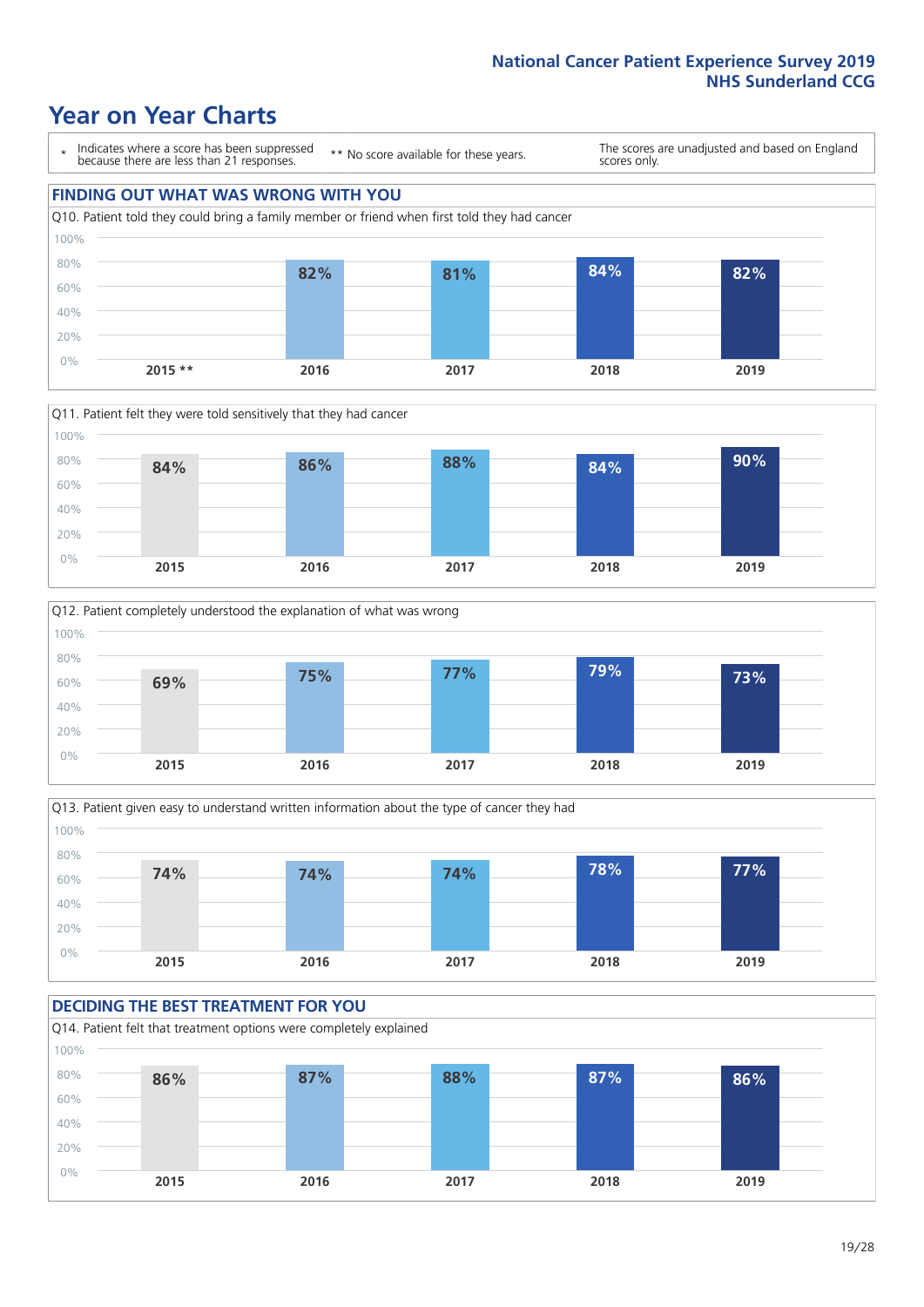# Year on Year Charts

\* Indicates where a score has been suppressed because there are less than 21 responses.

\*\* No score available for these years.

The scores are unadjusted and based on England scores only.

## FINDING OUT WHAT WAS WRONG WITH YOU

Q10. Patient told they could bring a family member or friend when first told they had cancer

| 2015 ** | 2016 | 2017 | 2018 | 2019 |
|---|---|---|---|---|
| | 82% | 81% | 84% | 82% |

Q11. Patient felt they were told sensitively that they had cancer

| 2015 | 2016 | 2017 | 2018 | 2019 |
|---|---|---|---|---|
| 84% | 86% | 88% | 84% | 90% |

Q12. Patient completely understood the explanation of what was wrong

| 2015 | 2016 | 2017 | 2018 | 2019 |
|---|---|---|---|---|
| 69% | 75% | 77% | 79% | 73% |

Q13. Patient given easy to understand written information about the type of cancer they had

| 2015 | 2016 | 2017 | 2018 | 2019 |
|---|---|---|---|---|
| 74% | 74% | 74% | 78% | 77% |

## DECIDING THE BEST TREATMENT FOR YOU

Q14. Patient felt that treatment options were completely explained

| 2015 | 2016 | 2017 | 2018 | 2019 |
|---|---|---|---|---|
| 86% | 87% | 88% | 87% | 86% |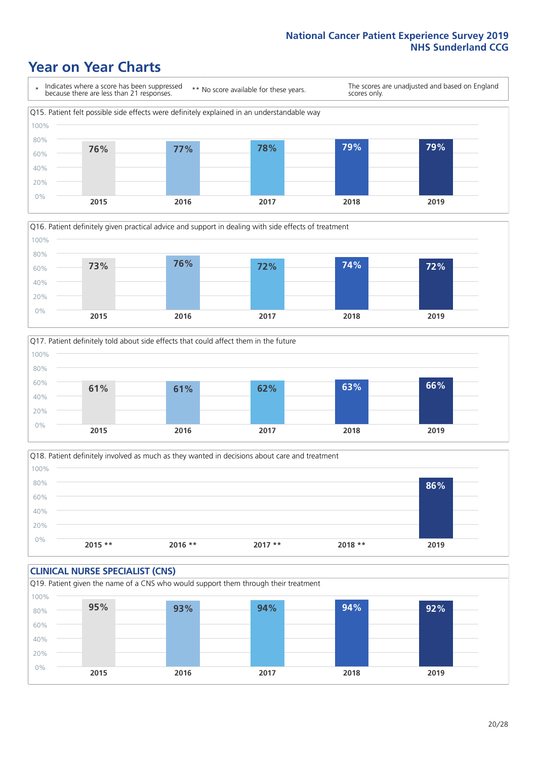# Year on Year Charts

\* Indicates where a score has been suppressed because there are less than 21 responses.

\*\* No score available for these years.

The scores are unadjusted and based on England scores only.

**Q15. Patient felt possible side effects were definitely explained in an understandable way**

| 2015 | 2016 | 2017 | 2018 | 2019 |
|---|---|---|---|---|
| 76% | 77% | 78% | 79% | 79% |

**Q16. Patient definitely given practical advice and support in dealing with side effects of treatment**

| 2015 | 2016 | 2017 | 2018 | 2019 |
|---|---|---|---|---|
| 73% | 76% | 72% | 74% | 72% |

**Q17. Patient definitely told about side effects that could affect them in the future**

| 2015 | 2016 | 2017 | 2018 | 2019 |
|---|---|---|---|---|
| 61% | 61% | 62% | 63% | 66% |

**Q18. Patient definitely involved as much as they wanted in decisions about care and treatment**

| 2015 ** | 2016 ** | 2017 ** | 2018 ** | 2019 |
|---|---|---|---|---|
| | | | | 86% |

## CLINICAL NURSE SPECIALIST (CNS)

**Q19. Patient given the name of a CNS who would support them through their treatment**

| 2015 | 2016 | 2017 | 2018 | 2019 |
|---|---|---|---|---|
| 95% | 93% | 94% | 94% | 92% |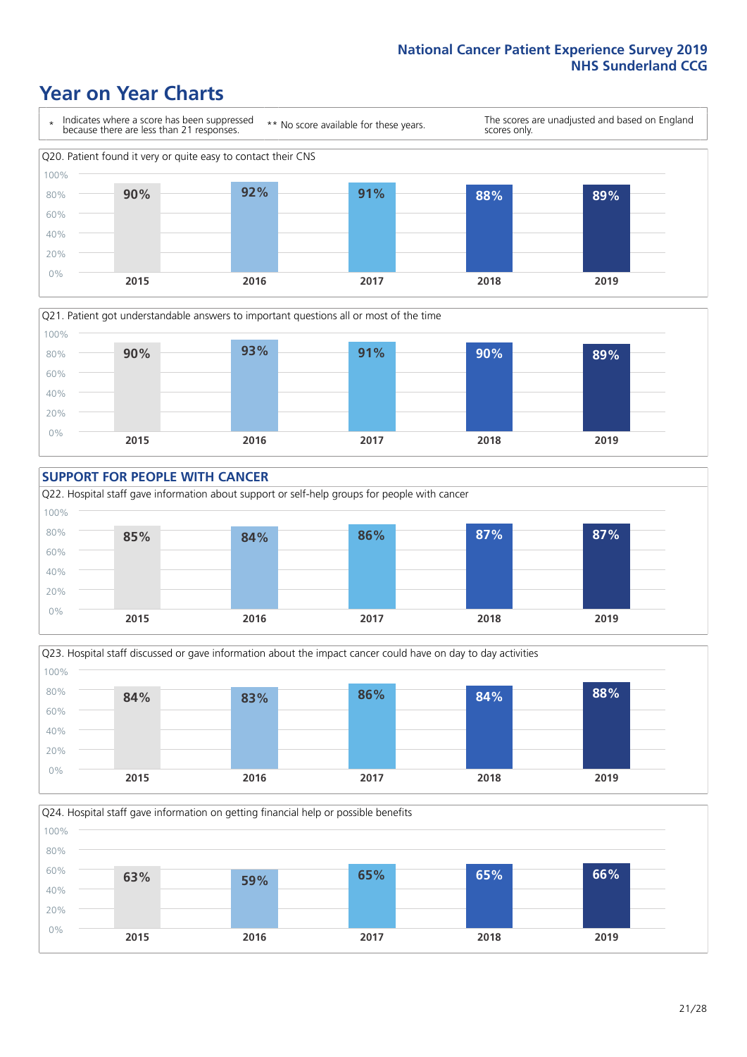# Year on Year Charts

\* Indicates where a score has been suppressed because there are less than 21 responses.

\*\* No score available for these years.

The scores are unadjusted and based on England scores only.

Q20. Patient found it very or quite easy to contact their CNS

| 2015 | 2016 | 2017 | 2018 | 2019 |
|---|---|---|---|---|
| 90% | 92% | 91% | 88% | 89% |

Q21. Patient got understandable answers to important questions all or most of the time

| 2015 | 2016 | 2017 | 2018 | 2019 |
|---|---|---|---|---|
| 90% | 93% | 91% | 90% | 89% |

## SUPPORT FOR PEOPLE WITH CANCER

Q22. Hospital staff gave information about support or self-help groups for people with cancer

| 2015 | 2016 | 2017 | 2018 | 2019 |
|---|---|---|---|---|
| 85% | 84% | 86% | 87% | 87% |

Q23. Hospital staff discussed or gave information about the impact cancer could have on day to day activities

| 2015 | 2016 | 2017 | 2018 | 2019 |
|---|---|---|---|---|
| 84% | 83% | 86% | 84% | 88% |

Q24. Hospital staff gave information on getting financial help or possible benefits

| 2015 | 2016 | 2017 | 2018 | 2019 |
|---|---|---|---|---|
| 63% | 59% | 65% | 65% | 66% |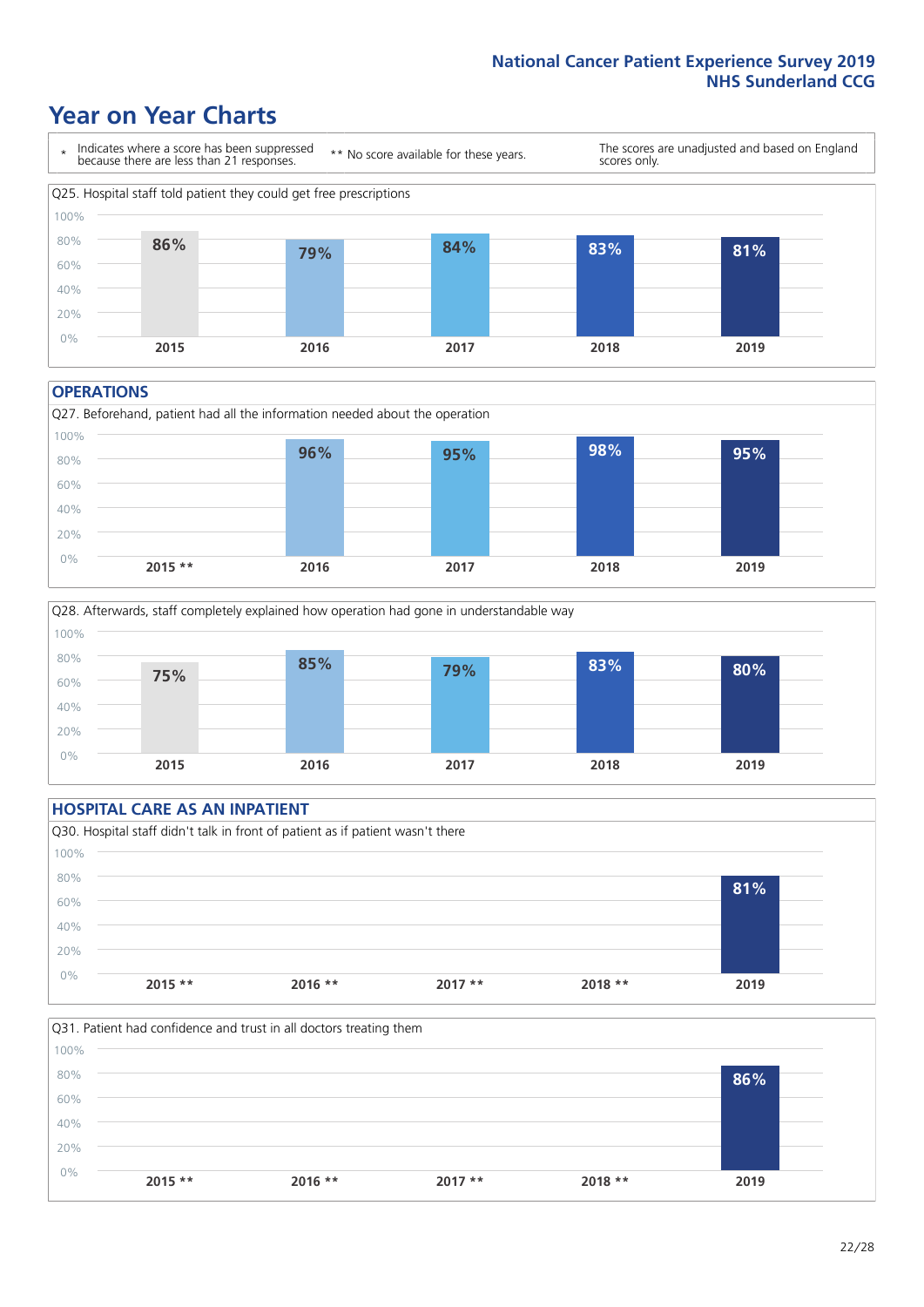# Year on Year Charts

\* Indicates where a score has been suppressed because there are less than 21 responses.

** No score available for these years.

The scores are unadjusted and based on England scores only.

Q25. Hospital staff told patient they could get free prescriptions

| 2015 | 2016 | 2017 | 2018 | 2019 |
|---|---|---|---|---|
| 86% | 79% | 84% | 83% | 81% |

## OPERATIONS

Q27. Beforehand, patient had all the information needed about the operation

| 2015 ** | 2016 | 2017 | 2018 | 2019 |
|---|---|---|---|---|
| | 96% | 95% | 98% | 95% |

Q28. Afterwards, staff completely explained how operation had gone in understandable way

| 2015 | 2016 | 2017 | 2018 | 2019 |
|---|---|---|---|---|
| 75% | 85% | 79% | 83% | 80% |

## HOSPITAL CARE AS AN INPATIENT

Q30. Hospital staff didn't talk in front of patient as if patient wasn't there

| 2015 ** | 2016 ** | 2017 ** | 2018 ** | 2019 |
|---|---|---|---|---|
| | | | | 81% |

Q31. Patient had confidence and trust in all doctors treating them

| 2015 ** | 2016 ** | 2017 ** | 2018 ** | 2019 |
|---|---|---|---|---|
| | | | | 86% |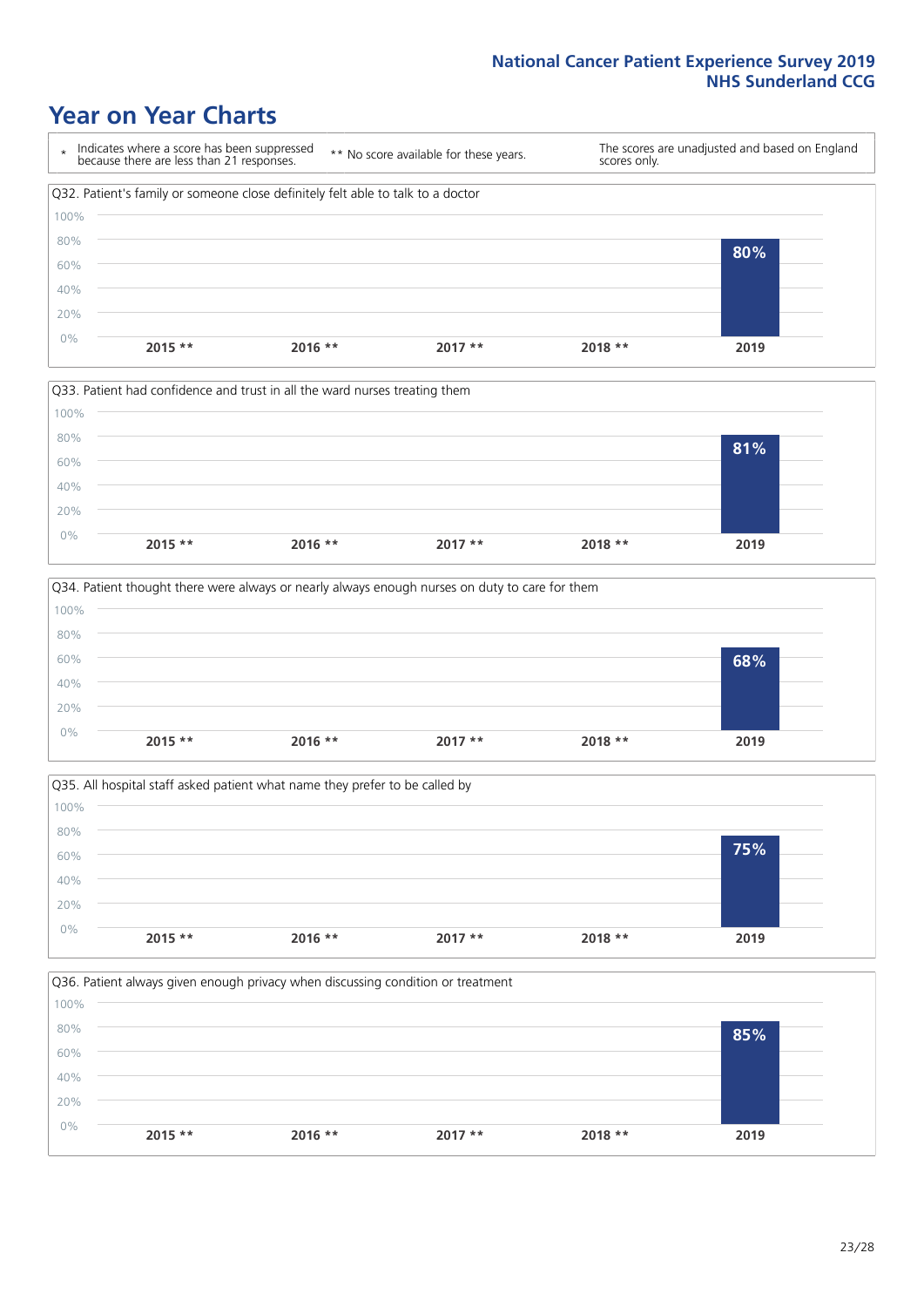# Year on Year Charts

\* Indicates where a score has been suppressed because there are less than 21 responses.

\*\* No score available for these years.

The scores are unadjusted and based on England scores only.

Q32. Patient's family or someone close definitely felt able to talk to a doctor

| 2015 ** | 2016 ** | 2017 ** | 2018 ** | 2019 |
|---|---|---|---|---|
| | | | | 80% |

Q33. Patient had confidence and trust in all the ward nurses treating them

| 2015 ** | 2016 ** | 2017 ** | 2018 ** | 2019 |
|---|---|---|---|---|
| | | | | 81% |

Q34. Patient thought there were always or nearly always enough nurses on duty to care for them

| 2015 ** | 2016 ** | 2017 ** | 2018 ** | 2019 |
|---|---|---|---|---|
| | | | | 68% |

Q35. All hospital staff asked patient what name they prefer to be called by

| 2015 ** | 2016 ** | 2017 ** | 2018 ** | 2019 |
|---|---|---|---|---|
| | | | | 75% |

Q36. Patient always given enough privacy when discussing condition or treatment

| 2015 ** | 2016 ** | 2017 ** | 2018 ** | 2019 |
|---|---|---|---|---|
| | | | | 85% |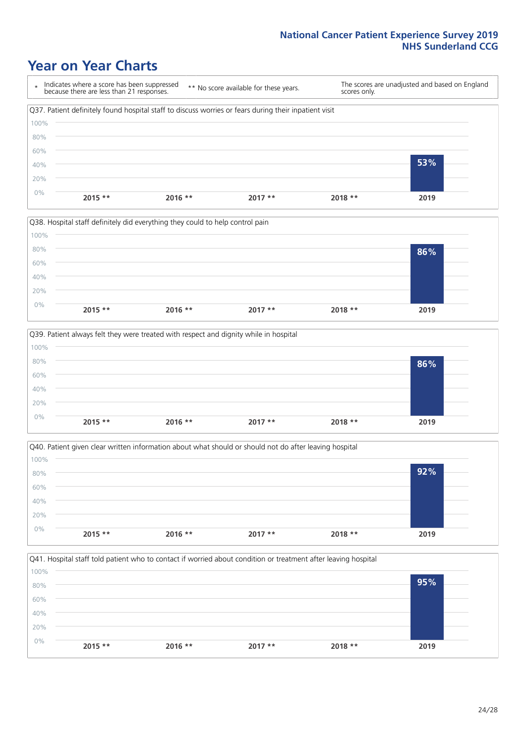# Year on Year Charts

\* Indicates where a score has been suppressed because there are less than 21 responses.

\*\* No score available for these years.

The scores are unadjusted and based on England scores only.

Q37. Patient definitely found hospital staff to discuss worries or fears during their inpatient visit

| 2015 ** | 2016 ** | 2017 ** | 2018 ** | 2019 |
|---|---|---|---|---|
| | | | | 53% |

Q38. Hospital staff definitely did everything they could to help control pain

| 2015 ** | 2016 ** | 2017 ** | 2018 ** | 2019 |
|---|---|---|---|---|
| | | | | 86% |

Q39. Patient always felt they were treated with respect and dignity while in hospital

| 2015 ** | 2016 ** | 2017 ** | 2018 ** | 2019 |
|---|---|---|---|---|
| | | | | 86% |

Q40. Patient given clear written information about what should or should not do after leaving hospital

| 2015 ** | 2016 ** | 2017 ** | 2018 ** | 2019 |
|---|---|---|---|---|
| | | | | 92% |

Q41. Hospital staff told patient who to contact if worried about condition or treatment after leaving hospital

| 2015 ** | 2016 ** | 2017 ** | 2018 ** | 2019 |
|---|---|---|---|---|
| | | | | 95% |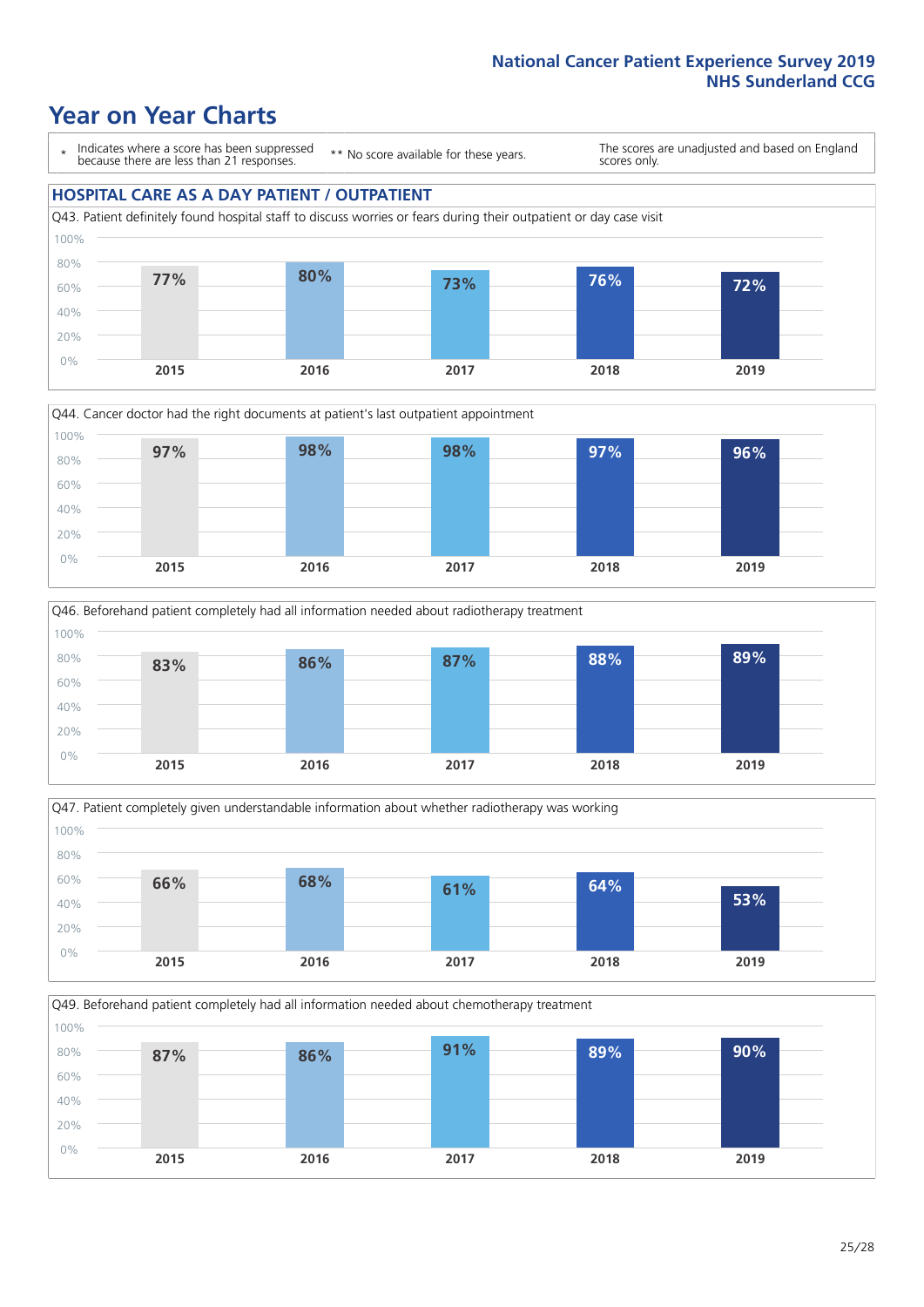# Year on Year Charts

\* Indicates where a score has been suppressed because there are less than 21 responses.

\*\* No score available for these years.

The scores are unadjusted and based on England scores only.

## HOSPITAL CARE AS A DAY PATIENT / OUTPATIENT

Q43. Patient definitely found hospital staff to discuss worries or fears during their outpatient or day case visit

| 2015 | 2016 | 2017 | 2018 | 2019 |
|---|---|---|---|---|
| 77% | 80% | 73% | 76% | 72% |

Q44. Cancer doctor had the right documents at patient's last outpatient appointment

| 2015 | 2016 | 2017 | 2018 | 2019 |
|---|---|---|---|---|
| 97% | 98% | 98% | 97% | 96% |

Q46. Beforehand patient completely had all information needed about radiotherapy treatment

| 2015 | 2016 | 2017 | 2018 | 2019 |
|---|---|---|---|---|
| 83% | 86% | 87% | 88% | 89% |

Q47. Patient completely given understandable information about whether radiotherapy was working

| 2015 | 2016 | 2017 | 2018 | 2019 |
|---|---|---|---|---|
| 66% | 68% | 61% | 64% | 53% |

Q49. Beforehand patient completely had all information needed about chemotherapy treatment

| 2015 | 2016 | 2017 | 2018 | 2019 |
|---|---|---|---|---|
| 87% | 86% | 91% | 89% | 90% |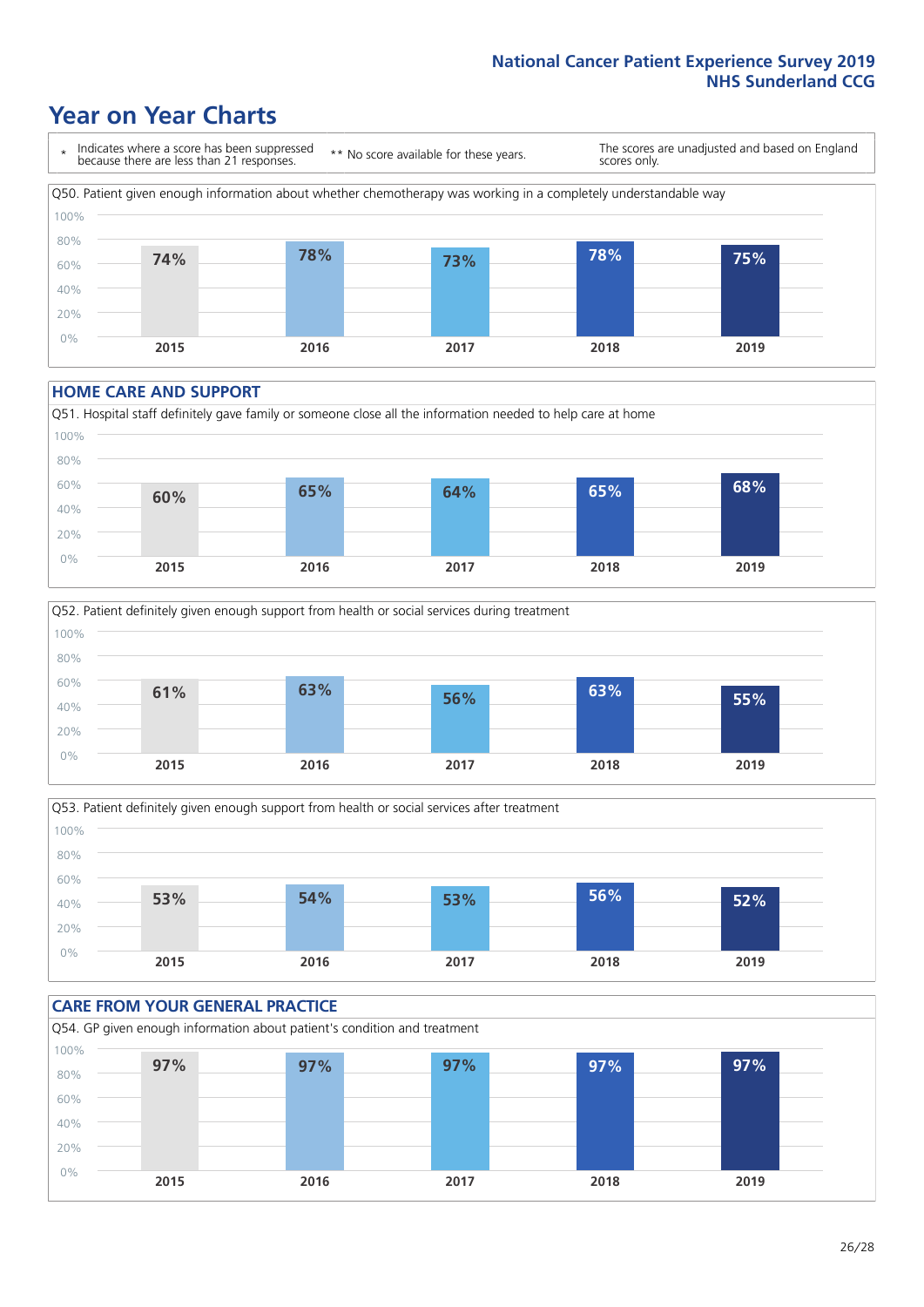# Year on Year Charts

\* Indicates where a score has been suppressed because there are less than 21 responses.

\*\* No score available for these years.

The scores are unadjusted and based on England scores only.

Q50. Patient given enough information about whether chemotherapy was working in a completely understandable way

| 2015 | 2016 | 2017 | 2018 | 2019 |
|---|---|---|---|---|
| 74% | 78% | 73% | 78% | 75% |

## HOME CARE AND SUPPORT

Q51. Hospital staff definitely gave family or someone close all the information needed to help care at home

| 2015 | 2016 | 2017 | 2018 | 2019 |
|---|---|---|---|---|
| 60% | 65% | 64% | 65% | 68% |

Q52. Patient definitely given enough support from health or social services during treatment

| 2015 | 2016 | 2017 | 2018 | 2019 |
|---|---|---|---|---|
| 61% | 63% | 56% | 63% | 55% |

Q53. Patient definitely given enough support from health or social services after treatment

| 2015 | 2016 | 2017 | 2018 | 2019 |
|---|---|---|---|---|
| 53% | 54% | 53% | 56% | 52% |

## CARE FROM YOUR GENERAL PRACTICE

Q54. GP given enough information about patient's condition and treatment

| 2015 | 2016 | 2017 | 2018 | 2019 |
|---|---|---|---|---|
| 97% | 97% | 97% | 97% | 97% |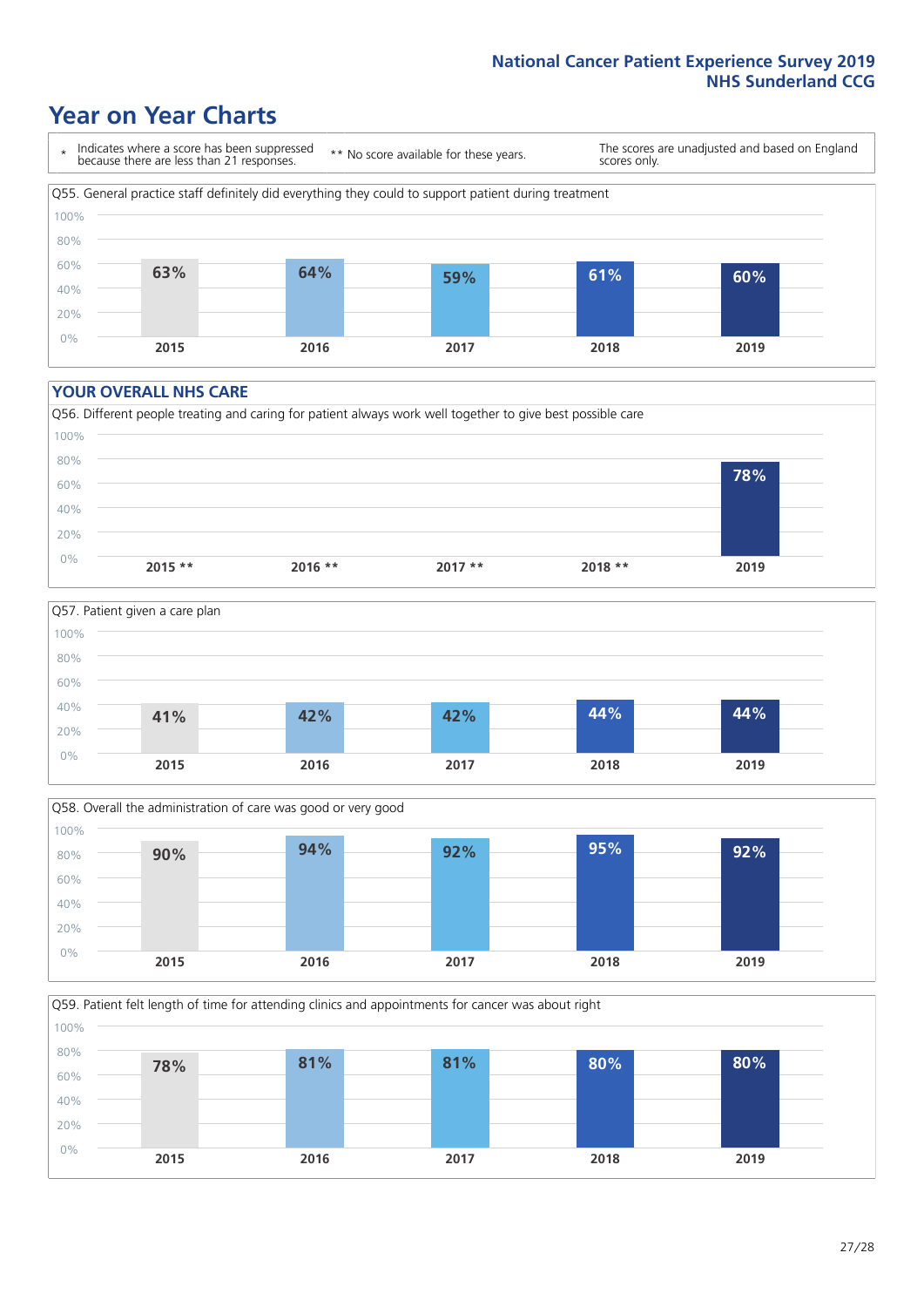# Year on Year Charts

\* Indicates where a score has been suppressed because there are less than 21 responses.

** No score available for these years.

The scores are unadjusted and based on England scores only.

Q55. General practice staff definitely did everything they could to support patient during treatment

| 2015 | 2016 | 2017 | 2018 | 2019 |
|---|---|---|---|---|
| 63% | 64% | 59% | 61% | 60% |

## YOUR OVERALL NHS CARE

Q56. Different people treating and caring for patient always work well together to give best possible care

| 2015 ** | 2016 ** | 2017 ** | 2018 ** | 2019 |
|---|---|---|---|---|
| | | | | 78% |

Q57. Patient given a care plan

| 2015 | 2016 | 2017 | 2018 | 2019 |
|---|---|---|---|---|
| 41% | 42% | 42% | 44% | 44% |

Q58. Overall the administration of care was good or very good

| 2015 | 2016 | 2017 | 2018 | 2019 |
|---|---|---|---|---|
| 90% | 94% | 92% | 95% | 92% |

Q59. Patient felt length of time for attending clinics and appointments for cancer was about right

| 2015 | 2016 | 2017 | 2018 | 2019 |
|---|---|---|---|---|
| 78% | 81% | 81% | 80% | 80% |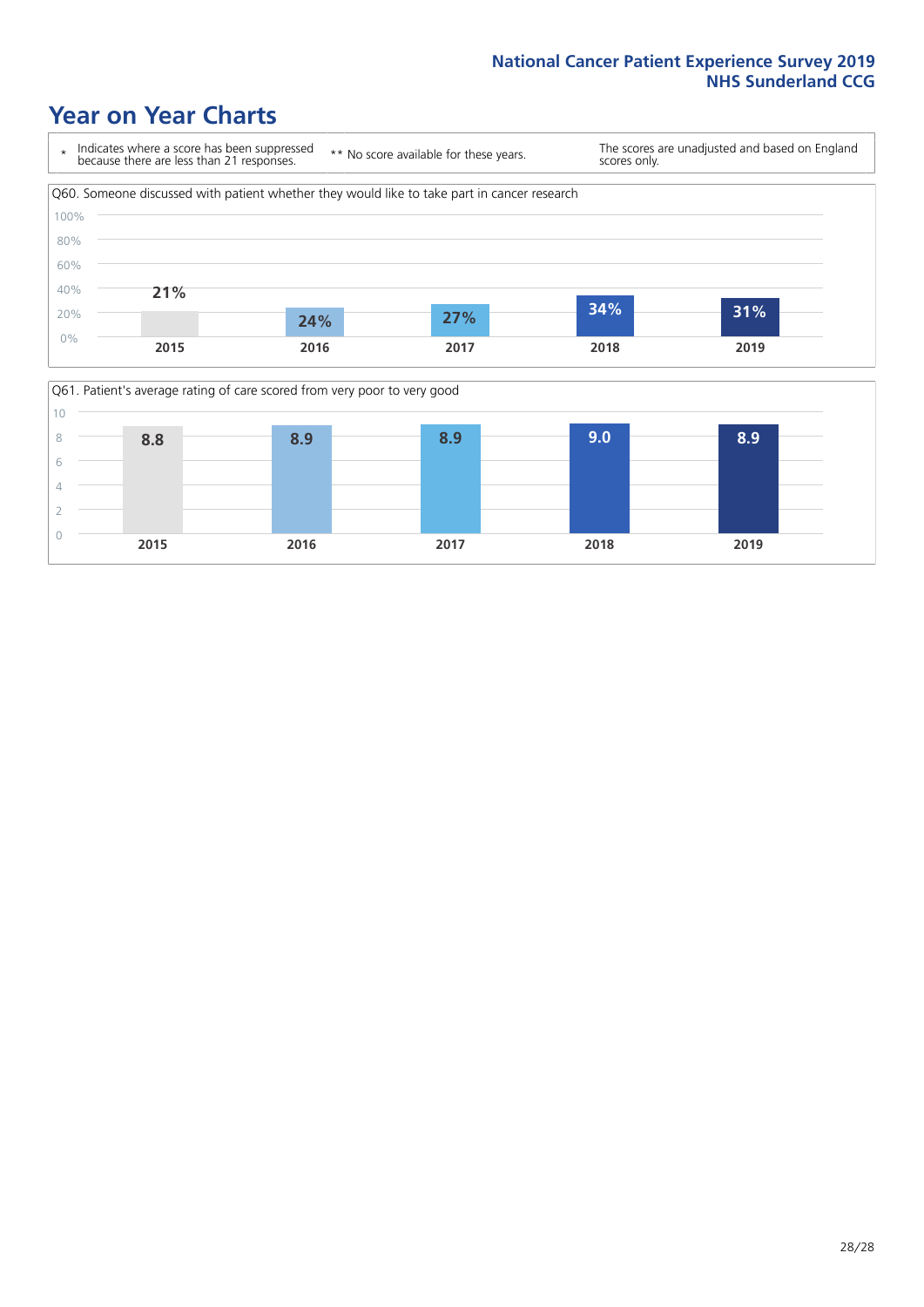# Year on Year Charts

\* Indicates where a score has been suppressed because there are less than 21 responses.

\*\* No score available for these years.

The scores are unadjusted and based on England scores only.

Q60. Someone discussed with patient whether they would like to take part in cancer research

100%
80%
60%
40%
20%
0%

21%
24%
27%
34%
31%

2015
2016
2017
2018
2019

Q61. Patient's average rating of care scored from very poor to very good

10
8
6
4
2
0

8.8
8.9
8.9
9.0
8.9

2015
2016
2017
2018
2019